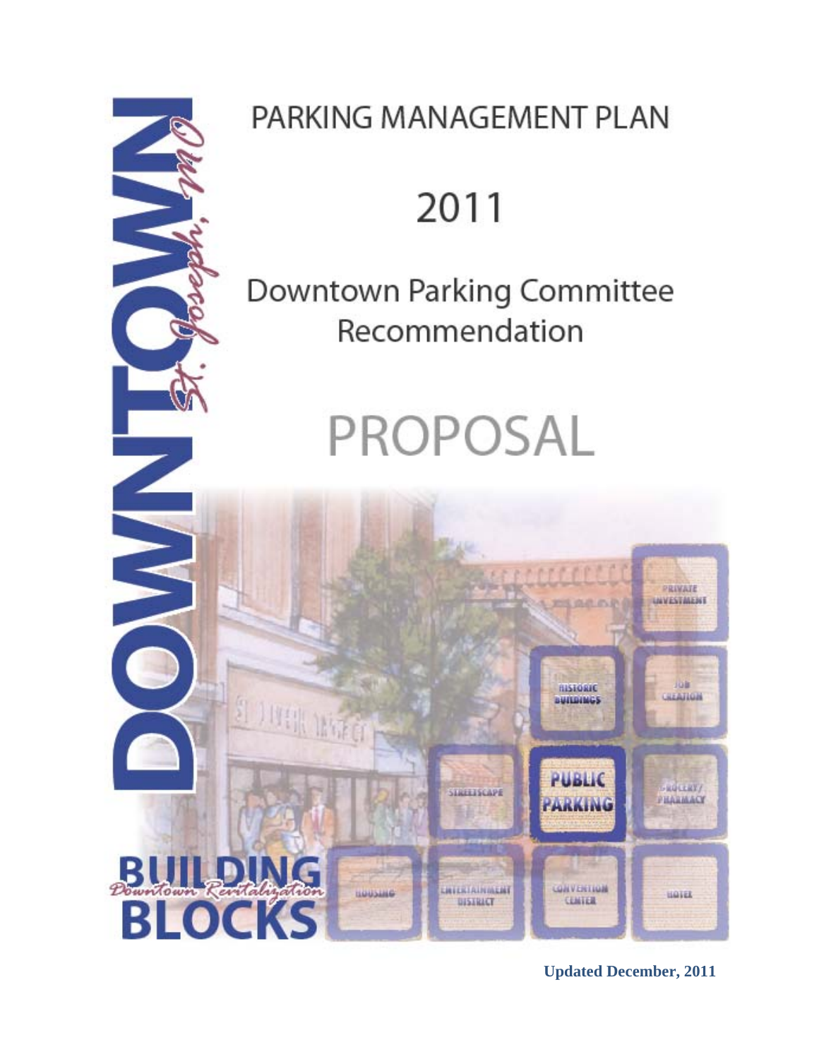# PARKING MANAGEMENT PLAN

# 2011

## Downtown Parking Committee Recommendation

# PROPOSAL

DOWNTOWN St. Joseph, MO

BUILDING BLOCKS Downtown Revitalization

**Updated December, 2011**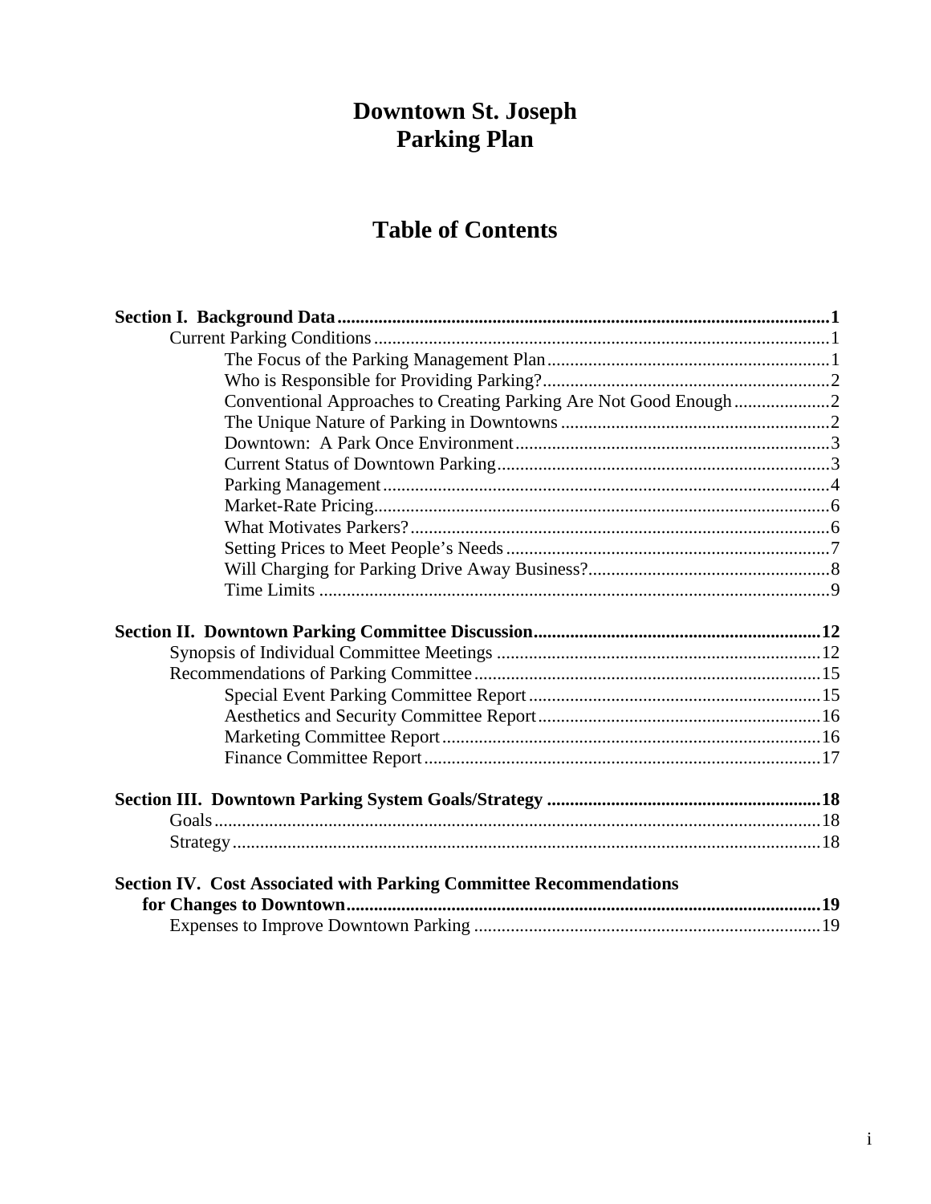# Downtown St. Joseph
# Parking Plan

## Table of Contents

**Section I. Background Data** .......... **1**

- Current Parking Conditions .......... 1
  - The Focus of the Parking Management Plan .......... 1
  - Who is Responsible for Providing Parking? .......... 2
  - Conventional Approaches to Creating Parking Are Not Good Enough .......... 2
  - The Unique Nature of Parking in Downtowns .......... 2
  - Downtown: A Park Once Environment .......... 3
  - Current Status of Downtown Parking .......... 3
  - Parking Management .......... 4
  - Market-Rate Pricing .......... 6
  - What Motivates Parkers? .......... 6
  - Setting Prices to Meet People's Needs .......... 7
  - Will Charging for Parking Drive Away Business? .......... 8
  - Time Limits .......... 9

**Section II. Downtown Parking Committee Discussion** .......... **12**

- Synopsis of Individual Committee Meetings .......... 12
- Recommendations of Parking Committee .......... 15
  - Special Event Parking Committee Report .......... 15
  - Aesthetics and Security Committee Report .......... 16
  - Marketing Committee Report .......... 16
  - Finance Committee Report .......... 17

**Section III. Downtown Parking System Goals/Strategy** .......... **18**

- Goals .......... 18
- Strategy .......... 18

**Section IV. Cost Associated with Parking Committee Recommendations for Changes to Downtown** .......... **19**

- Expenses to Improve Downtown Parking .......... 19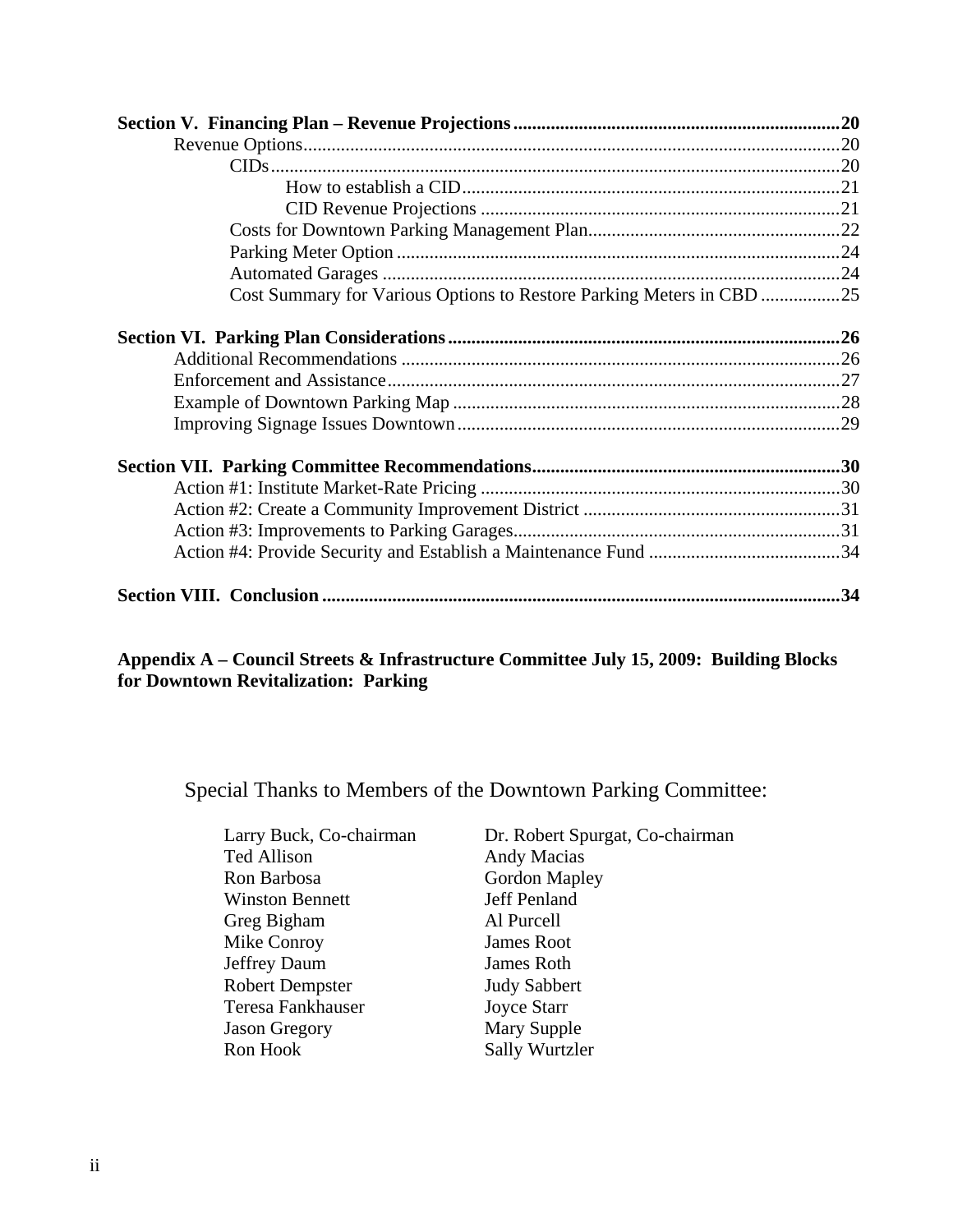**Section V. Financing Plan – Revenue Projections** .......... **20**

- Revenue Options .......... 20
  - CIDs .......... 20
    - How to establish a CID .......... 21
    - CID Revenue Projections .......... 21
  - Costs for Downtown Parking Management Plan .......... 22
  - Parking Meter Option .......... 24
  - Automated Garages .......... 24
  - Cost Summary for Various Options to Restore Parking Meters in CBD .......... 25

**Section VI. Parking Plan Considerations** .......... **26**

- Additional Recommendations .......... 26
- Enforcement and Assistance .......... 27
- Example of Downtown Parking Map .......... 28
- Improving Signage Issues Downtown .......... 29

**Section VII. Parking Committee Recommendations** .......... **30**

- Action #1: Institute Market-Rate Pricing .......... 30
- Action #2: Create a Community Improvement District .......... 31
- Action #3: Improvements to Parking Garages .......... 31
- Action #4: Provide Security and Establish a Maintenance Fund .......... 34

**Section VIII. Conclusion** .......... **34**

**Appendix A – Council Streets & Infrastructure Committee July 15, 2009: Building Blocks for Downtown Revitalization: Parking**

Special Thanks to Members of the Downtown Parking Committee:

| | |
|---|---|
| Larry Buck, Co-chairman | Dr. Robert Spurgat, Co-chairman |
| Ted Allison | Andy Macias |
| Ron Barbosa | Gordon Mapley |
| Winston Bennett | Jeff Penland |
| Greg Bigham | Al Purcell |
| Mike Conroy | James Root |
| Jeffrey Daum | James Roth |
| Robert Dempster | Judy Sabbert |
| Teresa Fankhauser | Joyce Starr |
| Jason Gregory | Mary Supple |
| Ron Hook | Sally Wurtzler |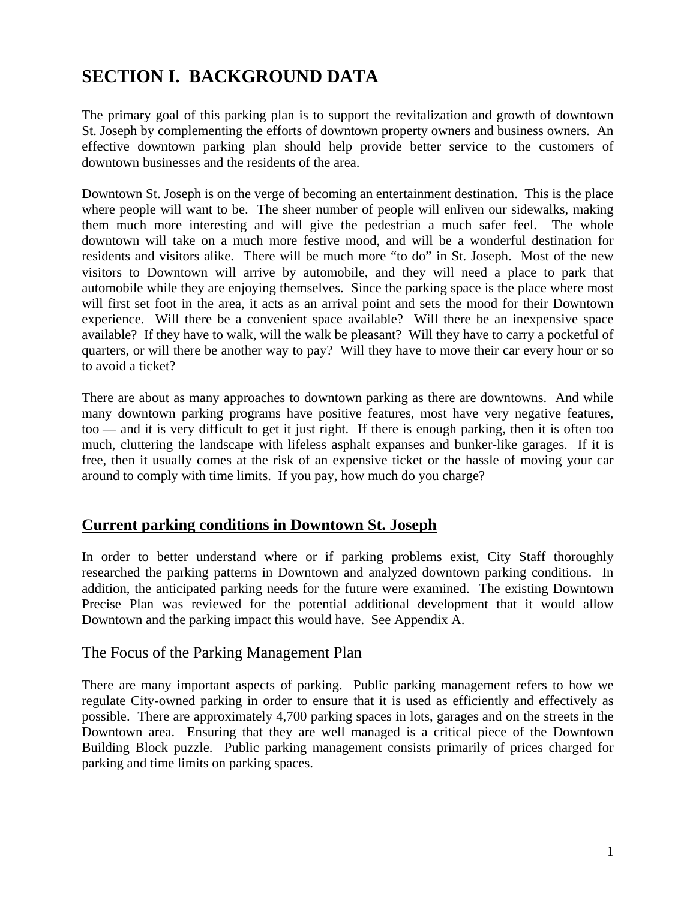# SECTION I. BACKGROUND DATA

The primary goal of this parking plan is to support the revitalization and growth of downtown St. Joseph by complementing the efforts of downtown property owners and business owners. An effective downtown parking plan should help provide better service to the customers of downtown businesses and the residents of the area.

Downtown St. Joseph is on the verge of becoming an entertainment destination. This is the place where people will want to be. The sheer number of people will enliven our sidewalks, making them much more interesting and will give the pedestrian a much safer feel. The whole downtown will take on a much more festive mood, and will be a wonderful destination for residents and visitors alike. There will be much more "to do" in St. Joseph. Most of the new visitors to Downtown will arrive by automobile, and they will need a place to park that automobile while they are enjoying themselves. Since the parking space is the place where most will first set foot in the area, it acts as an arrival point and sets the mood for their Downtown experience. Will there be a convenient space available? Will there be an inexpensive space available? If they have to walk, will the walk be pleasant? Will they have to carry a pocketful of quarters, or will there be another way to pay? Will they have to move their car every hour or so to avoid a ticket?

There are about as many approaches to downtown parking as there are downtowns. And while many downtown parking programs have positive features, most have very negative features, too — and it is very difficult to get it just right. If there is enough parking, then it is often too much, cluttering the landscape with lifeless asphalt expanses and bunker-like garages. If it is free, then it usually comes at the risk of an expensive ticket or the hassle of moving your car around to comply with time limits. If you pay, how much do you charge?

## Current parking conditions in Downtown St. Joseph

In order to better understand where or if parking problems exist, City Staff thoroughly researched the parking patterns in Downtown and analyzed downtown parking conditions. In addition, the anticipated parking needs for the future were examined. The existing Downtown Precise Plan was reviewed for the potential additional development that it would allow Downtown and the parking impact this would have. See Appendix A.

### The Focus of the Parking Management Plan

There are many important aspects of parking. Public parking management refers to how we regulate City-owned parking in order to ensure that it is used as efficiently and effectively as possible. There are approximately 4,700 parking spaces in lots, garages and on the streets in the Downtown area. Ensuring that they are well managed is a critical piece of the Downtown Building Block puzzle. Public parking management consists primarily of prices charged for parking and time limits on parking spaces.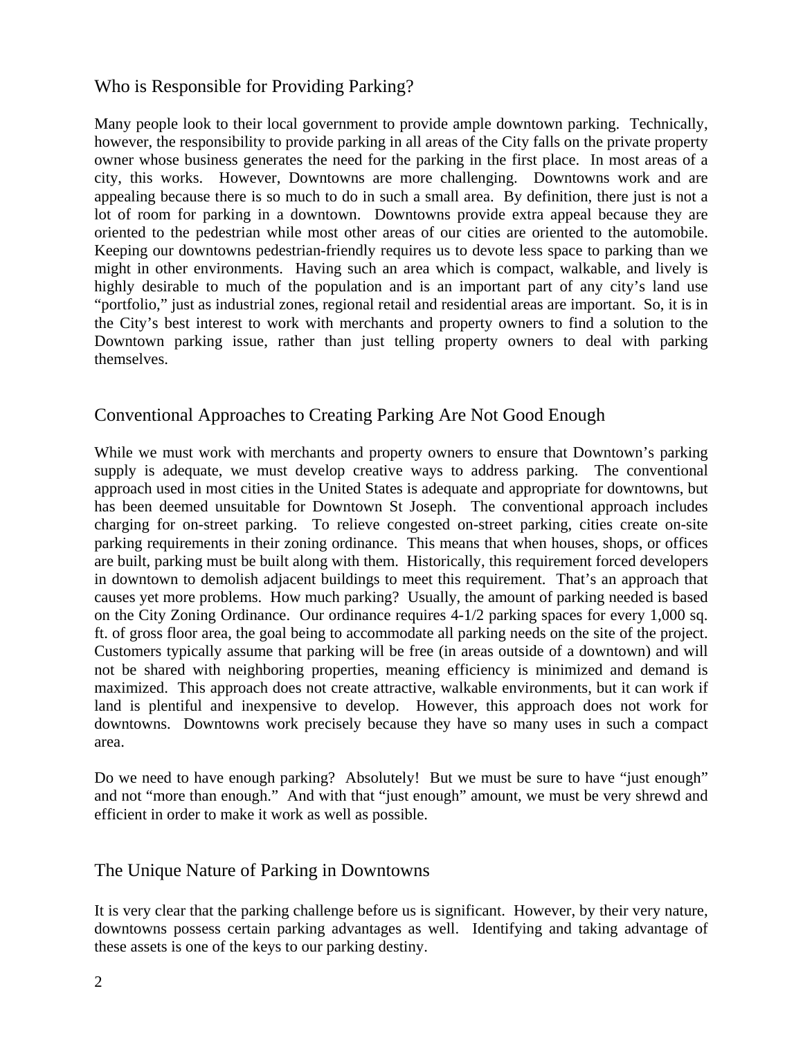## Who is Responsible for Providing Parking?

Many people look to their local government to provide ample downtown parking. Technically, however, the responsibility to provide parking in all areas of the City falls on the private property owner whose business generates the need for the parking in the first place. In most areas of a city, this works. However, Downtowns are more challenging. Downtowns work and are appealing because there is so much to do in such a small area. By definition, there just is not a lot of room for parking in a downtown. Downtowns provide extra appeal because they are oriented to the pedestrian while most other areas of our cities are oriented to the automobile. Keeping our downtowns pedestrian-friendly requires us to devote less space to parking than we might in other environments. Having such an area which is compact, walkable, and lively is highly desirable to much of the population and is an important part of any city's land use "portfolio," just as industrial zones, regional retail and residential areas are important. So, it is in the City's best interest to work with merchants and property owners to find a solution to the Downtown parking issue, rather than just telling property owners to deal with parking themselves.

## Conventional Approaches to Creating Parking Are Not Good Enough

While we must work with merchants and property owners to ensure that Downtown's parking supply is adequate, we must develop creative ways to address parking. The conventional approach used in most cities in the United States is adequate and appropriate for downtowns, but has been deemed unsuitable for Downtown St Joseph. The conventional approach includes charging for on-street parking. To relieve congested on-street parking, cities create on-site parking requirements in their zoning ordinance. This means that when houses, shops, or offices are built, parking must be built along with them. Historically, this requirement forced developers in downtown to demolish adjacent buildings to meet this requirement. That's an approach that causes yet more problems. How much parking? Usually, the amount of parking needed is based on the City Zoning Ordinance. Our ordinance requires 4-1/2 parking spaces for every 1,000 sq. ft. of gross floor area, the goal being to accommodate all parking needs on the site of the project. Customers typically assume that parking will be free (in areas outside of a downtown) and will not be shared with neighboring properties, meaning efficiency is minimized and demand is maximized. This approach does not create attractive, walkable environments, but it can work if land is plentiful and inexpensive to develop. However, this approach does not work for downtowns. Downtowns work precisely because they have so many uses in such a compact area.

Do we need to have enough parking? Absolutely! But we must be sure to have "just enough" and not "more than enough." And with that "just enough" amount, we must be very shrewd and efficient in order to make it work as well as possible.

## The Unique Nature of Parking in Downtowns

It is very clear that the parking challenge before us is significant. However, by their very nature, downtowns possess certain parking advantages as well. Identifying and taking advantage of these assets is one of the keys to our parking destiny.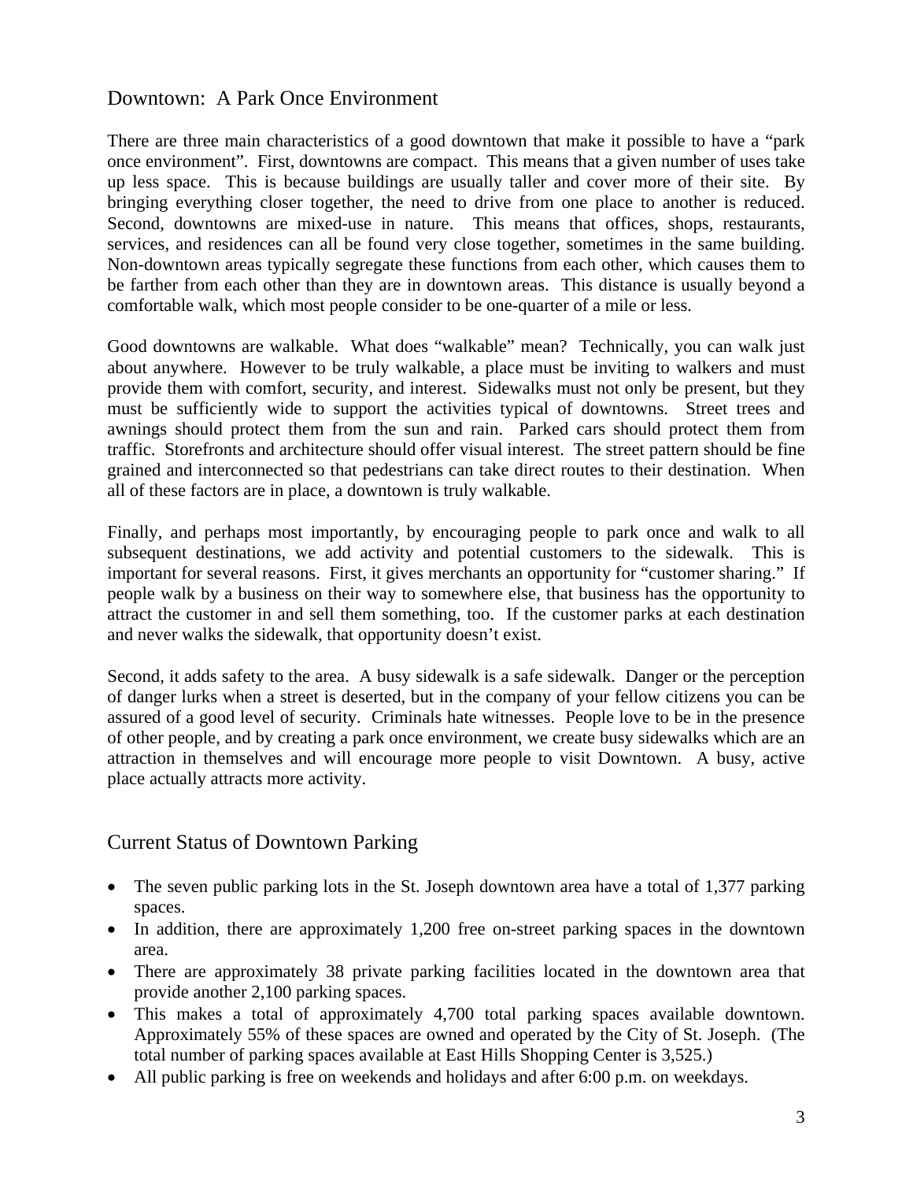## Downtown: A Park Once Environment

There are three main characteristics of a good downtown that make it possible to have a "park once environment". First, downtowns are compact. This means that a given number of uses take up less space. This is because buildings are usually taller and cover more of their site. By bringing everything closer together, the need to drive from one place to another is reduced. Second, downtowns are mixed-use in nature. This means that offices, shops, restaurants, services, and residences can all be found very close together, sometimes in the same building. Non-downtown areas typically segregate these functions from each other, which causes them to be farther from each other than they are in downtown areas. This distance is usually beyond a comfortable walk, which most people consider to be one-quarter of a mile or less.

Good downtowns are walkable. What does "walkable" mean? Technically, you can walk just about anywhere. However to be truly walkable, a place must be inviting to walkers and must provide them with comfort, security, and interest. Sidewalks must not only be present, but they must be sufficiently wide to support the activities typical of downtowns. Street trees and awnings should protect them from the sun and rain. Parked cars should protect them from traffic. Storefronts and architecture should offer visual interest. The street pattern should be fine grained and interconnected so that pedestrians can take direct routes to their destination. When all of these factors are in place, a downtown is truly walkable.

Finally, and perhaps most importantly, by encouraging people to park once and walk to all subsequent destinations, we add activity and potential customers to the sidewalk. This is important for several reasons. First, it gives merchants an opportunity for "customer sharing." If people walk by a business on their way to somewhere else, that business has the opportunity to attract the customer in and sell them something, too. If the customer parks at each destination and never walks the sidewalk, that opportunity doesn't exist.

Second, it adds safety to the area. A busy sidewalk is a safe sidewalk. Danger or the perception of danger lurks when a street is deserted, but in the company of your fellow citizens you can be assured of a good level of security. Criminals hate witnesses. People love to be in the presence of other people, and by creating a park once environment, we create busy sidewalks which are an attraction in themselves and will encourage more people to visit Downtown. A busy, active place actually attracts more activity.

## Current Status of Downtown Parking

- The seven public parking lots in the St. Joseph downtown area have a total of 1,377 parking spaces.
- In addition, there are approximately 1,200 free on-street parking spaces in the downtown area.
- There are approximately 38 private parking facilities located in the downtown area that provide another 2,100 parking spaces.
- This makes a total of approximately 4,700 total parking spaces available downtown. Approximately 55% of these spaces are owned and operated by the City of St. Joseph. (The total number of parking spaces available at East Hills Shopping Center is 3,525.)
- All public parking is free on weekends and holidays and after 6:00 p.m. on weekdays.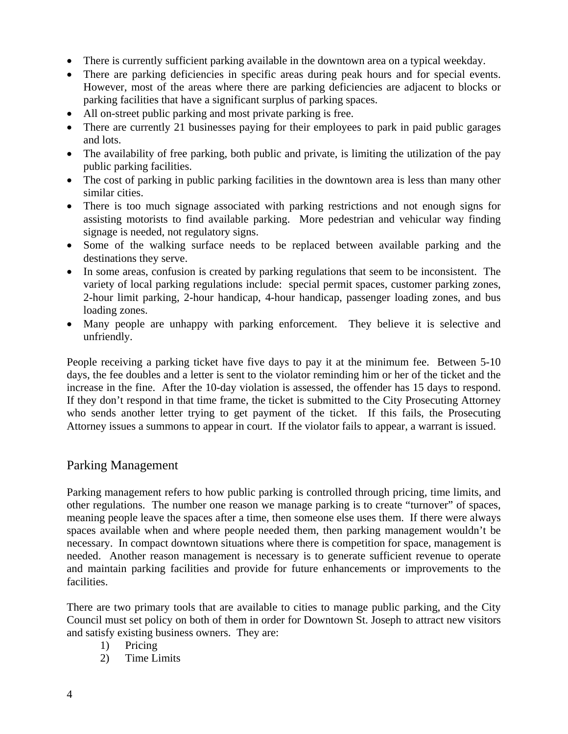- There is currently sufficient parking available in the downtown area on a typical weekday.
- There are parking deficiencies in specific areas during peak hours and for special events. However, most of the areas where there are parking deficiencies are adjacent to blocks or parking facilities that have a significant surplus of parking spaces.
- All on-street public parking and most private parking is free.
- There are currently 21 businesses paying for their employees to park in paid public garages and lots.
- The availability of free parking, both public and private, is limiting the utilization of the pay public parking facilities.
- The cost of parking in public parking facilities in the downtown area is less than many other similar cities.
- There is too much signage associated with parking restrictions and not enough signs for assisting motorists to find available parking. More pedestrian and vehicular way finding signage is needed, not regulatory signs.
- Some of the walking surface needs to be replaced between available parking and the destinations they serve.
- In some areas, confusion is created by parking regulations that seem to be inconsistent. The variety of local parking regulations include: special permit spaces, customer parking zones, 2-hour limit parking, 2-hour handicap, 4-hour handicap, passenger loading zones, and bus loading zones.
- Many people are unhappy with parking enforcement. They believe it is selective and unfriendly.

People receiving a parking ticket have five days to pay it at the minimum fee. Between 5-10 days, the fee doubles and a letter is sent to the violator reminding him or her of the ticket and the increase in the fine. After the 10-day violation is assessed, the offender has 15 days to respond. If they don't respond in that time frame, the ticket is submitted to the City Prosecuting Attorney who sends another letter trying to get payment of the ticket. If this fails, the Prosecuting Attorney issues a summons to appear in court. If the violator fails to appear, a warrant is issued.

## Parking Management

Parking management refers to how public parking is controlled through pricing, time limits, and other regulations. The number one reason we manage parking is to create "turnover" of spaces, meaning people leave the spaces after a time, then someone else uses them. If there were always spaces available when and where people needed them, then parking management wouldn't be necessary. In compact downtown situations where there is competition for space, management is needed. Another reason management is necessary is to generate sufficient revenue to operate and maintain parking facilities and provide for future enhancements or improvements to the facilities.

There are two primary tools that are available to cities to manage public parking, and the City Council must set policy on both of them in order for Downtown St. Joseph to attract new visitors and satisfy existing business owners. They are:

1) Pricing
2) Time Limits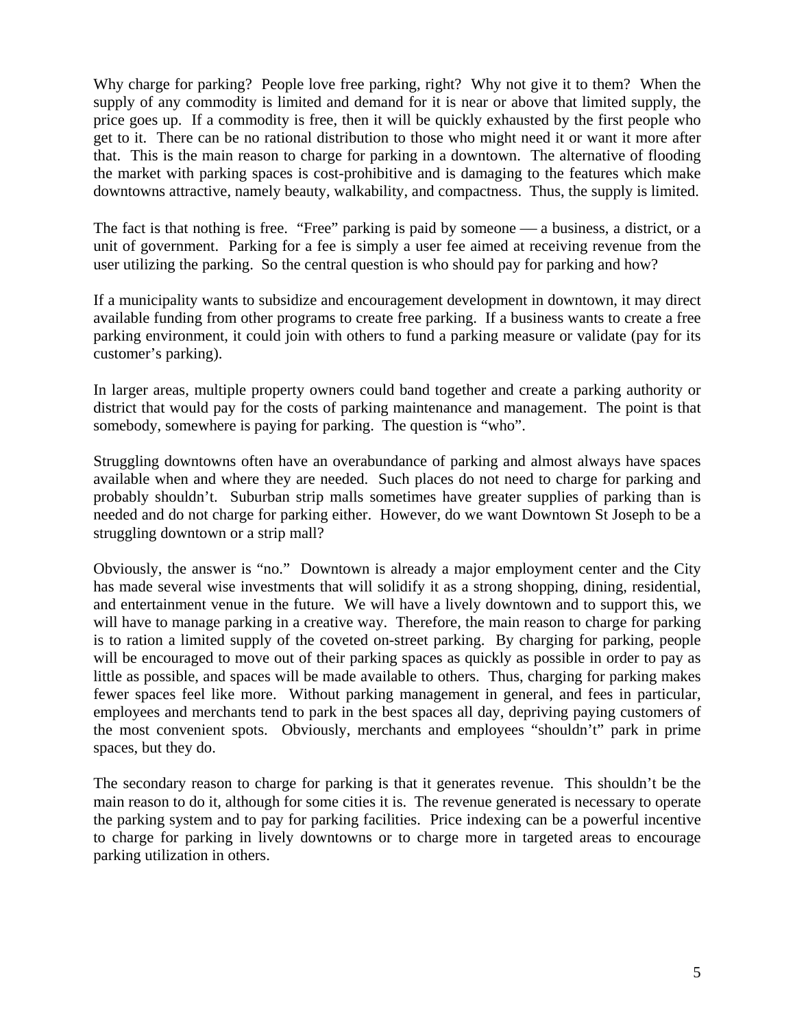Why charge for parking? People love free parking, right? Why not give it to them? When the supply of any commodity is limited and demand for it is near or above that limited supply, the price goes up. If a commodity is free, then it will be quickly exhausted by the first people who get to it. There can be no rational distribution to those who might need it or want it more after that. This is the main reason to charge for parking in a downtown. The alternative of flooding the market with parking spaces is cost-prohibitive and is damaging to the features which make downtowns attractive, namely beauty, walkability, and compactness. Thus, the supply is limited.

The fact is that nothing is free. "Free" parking is paid by someone — a business, a district, or a unit of government. Parking for a fee is simply a user fee aimed at receiving revenue from the user utilizing the parking. So the central question is who should pay for parking and how?

If a municipality wants to subsidize and encouragement development in downtown, it may direct available funding from other programs to create free parking. If a business wants to create a free parking environment, it could join with others to fund a parking measure or validate (pay for its customer's parking).

In larger areas, multiple property owners could band together and create a parking authority or district that would pay for the costs of parking maintenance and management. The point is that somebody, somewhere is paying for parking. The question is "who".

Struggling downtowns often have an overabundance of parking and almost always have spaces available when and where they are needed. Such places do not need to charge for parking and probably shouldn't. Suburban strip malls sometimes have greater supplies of parking than is needed and do not charge for parking either. However, do we want Downtown St Joseph to be a struggling downtown or a strip mall?

Obviously, the answer is "no." Downtown is already a major employment center and the City has made several wise investments that will solidify it as a strong shopping, dining, residential, and entertainment venue in the future. We will have a lively downtown and to support this, we will have to manage parking in a creative way. Therefore, the main reason to charge for parking is to ration a limited supply of the coveted on-street parking. By charging for parking, people will be encouraged to move out of their parking spaces as quickly as possible in order to pay as little as possible, and spaces will be made available to others. Thus, charging for parking makes fewer spaces feel like more. Without parking management in general, and fees in particular, employees and merchants tend to park in the best spaces all day, depriving paying customers of the most convenient spots. Obviously, merchants and employees "shouldn't" park in prime spaces, but they do.

The secondary reason to charge for parking is that it generates revenue. This shouldn't be the main reason to do it, although for some cities it is. The revenue generated is necessary to operate the parking system and to pay for parking facilities. Price indexing can be a powerful incentive to charge for parking in lively downtowns or to charge more in targeted areas to encourage parking utilization in others.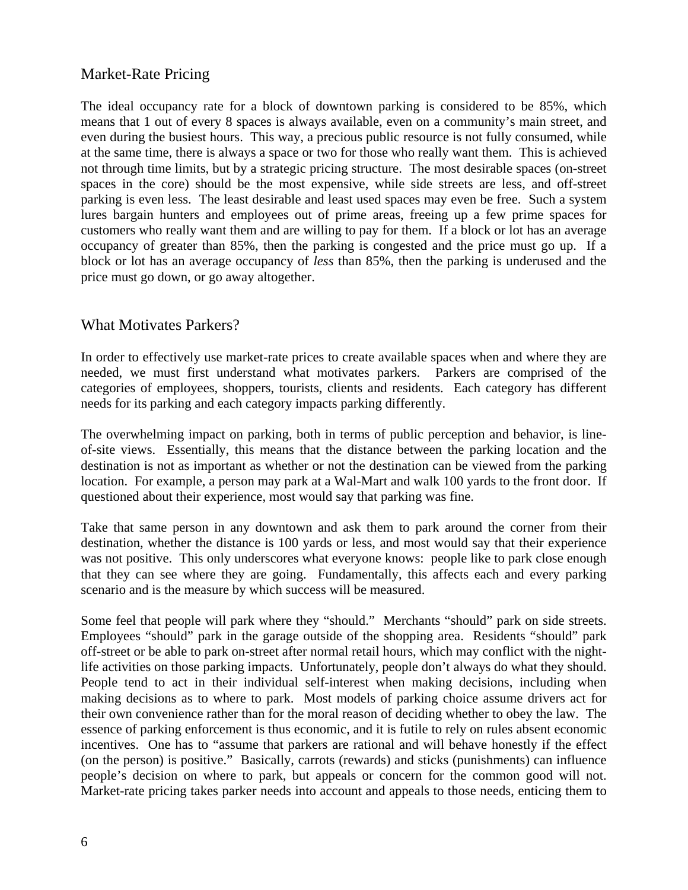## Market-Rate Pricing

The ideal occupancy rate for a block of downtown parking is considered to be 85%, which means that 1 out of every 8 spaces is always available, even on a community's main street, and even during the busiest hours. This way, a precious public resource is not fully consumed, while at the same time, there is always a space or two for those who really want them. This is achieved not through time limits, but by a strategic pricing structure. The most desirable spaces (on-street spaces in the core) should be the most expensive, while side streets are less, and off-street parking is even less. The least desirable and least used spaces may even be free. Such a system lures bargain hunters and employees out of prime areas, freeing up a few prime spaces for customers who really want them and are willing to pay for them. If a block or lot has an average occupancy of greater than 85%, then the parking is congested and the price must go up. If a block or lot has an average occupancy of *less* than 85%, then the parking is underused and the price must go down, or go away altogether.

## What Motivates Parkers?

In order to effectively use market-rate prices to create available spaces when and where they are needed, we must first understand what motivates parkers. Parkers are comprised of the categories of employees, shoppers, tourists, clients and residents. Each category has different needs for its parking and each category impacts parking differently.

The overwhelming impact on parking, both in terms of public perception and behavior, is line-of-site views. Essentially, this means that the distance between the parking location and the destination is not as important as whether or not the destination can be viewed from the parking location. For example, a person may park at a Wal-Mart and walk 100 yards to the front door. If questioned about their experience, most would say that parking was fine.

Take that same person in any downtown and ask them to park around the corner from their destination, whether the distance is 100 yards or less, and most would say that their experience was not positive. This only underscores what everyone knows: people like to park close enough that they can see where they are going. Fundamentally, this affects each and every parking scenario and is the measure by which success will be measured.

Some feel that people will park where they "should." Merchants "should" park on side streets. Employees "should" park in the garage outside of the shopping area. Residents "should" park off-street or be able to park on-street after normal retail hours, which may conflict with the night-life activities on those parking impacts. Unfortunately, people don't always do what they should. People tend to act in their individual self-interest when making decisions, including when making decisions as to where to park. Most models of parking choice assume drivers act for their own convenience rather than for the moral reason of deciding whether to obey the law. The essence of parking enforcement is thus economic, and it is futile to rely on rules absent economic incentives. One has to "assume that parkers are rational and will behave honestly if the effect (on the person) is positive." Basically, carrots (rewards) and sticks (punishments) can influence people's decision on where to park, but appeals or concern for the common good will not. Market-rate pricing takes parker needs into account and appeals to those needs, enticing them to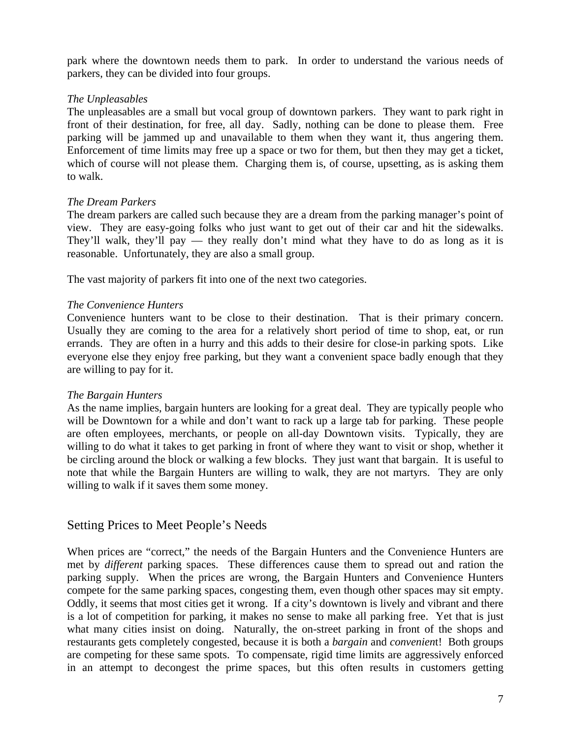park where the downtown needs them to park. In order to understand the various needs of parkers, they can be divided into four groups.

*The Unpleasables*

The unpleasables are a small but vocal group of downtown parkers. They want to park right in front of their destination, for free, all day. Sadly, nothing can be done to please them. Free parking will be jammed up and unavailable to them when they want it, thus angering them. Enforcement of time limits may free up a space or two for them, but then they may get a ticket, which of course will not please them. Charging them is, of course, upsetting, as is asking them to walk.

*The Dream Parkers*

The dream parkers are called such because they are a dream from the parking manager's point of view. They are easy-going folks who just want to get out of their car and hit the sidewalks. They'll walk, they'll pay — they really don't mind what they have to do as long as it is reasonable. Unfortunately, they are also a small group.

The vast majority of parkers fit into one of the next two categories.

*The Convenience Hunters*

Convenience hunters want to be close to their destination. That is their primary concern. Usually they are coming to the area for a relatively short period of time to shop, eat, or run errands. They are often in a hurry and this adds to their desire for close-in parking spots. Like everyone else they enjoy free parking, but they want a convenient space badly enough that they are willing to pay for it.

*The Bargain Hunters*

As the name implies, bargain hunters are looking for a great deal. They are typically people who will be Downtown for a while and don't want to rack up a large tab for parking. These people are often employees, merchants, or people on all-day Downtown visits. Typically, they are willing to do what it takes to get parking in front of where they want to visit or shop, whether it be circling around the block or walking a few blocks. They just want that bargain. It is useful to note that while the Bargain Hunters are willing to walk, they are not martyrs. They are only willing to walk if it saves them some money.

## Setting Prices to Meet People's Needs

When prices are "correct," the needs of the Bargain Hunters and the Convenience Hunters are met by *different* parking spaces. These differences cause them to spread out and ration the parking supply. When the prices are wrong, the Bargain Hunters and Convenience Hunters compete for the same parking spaces, congesting them, even though other spaces may sit empty. Oddly, it seems that most cities get it wrong. If a city's downtown is lively and vibrant and there is a lot of competition for parking, it makes no sense to make all parking free. Yet that is just what many cities insist on doing. Naturally, the on-street parking in front of the shops and restaurants gets completely congested, because it is both a *bargain* and *convenient*! Both groups are competing for these same spots. To compensate, rigid time limits are aggressively enforced in an attempt to decongest the prime spaces, but this often results in customers getting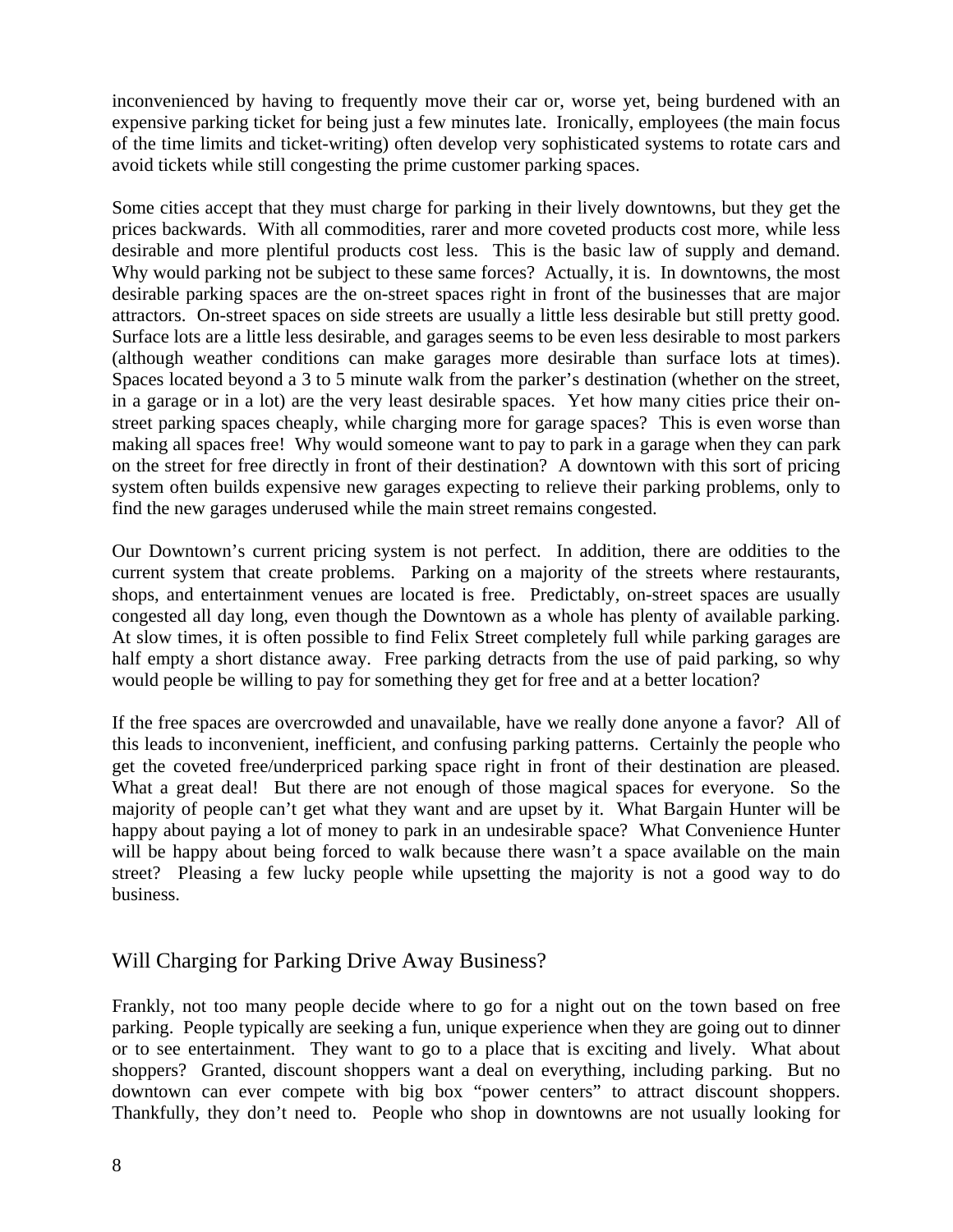inconvenienced by having to frequently move their car or, worse yet, being burdened with an expensive parking ticket for being just a few minutes late. Ironically, employees (the main focus of the time limits and ticket-writing) often develop very sophisticated systems to rotate cars and avoid tickets while still congesting the prime customer parking spaces.

Some cities accept that they must charge for parking in their lively downtowns, but they get the prices backwards. With all commodities, rarer and more coveted products cost more, while less desirable and more plentiful products cost less. This is the basic law of supply and demand. Why would parking not be subject to these same forces? Actually, it is. In downtowns, the most desirable parking spaces are the on-street spaces right in front of the businesses that are major attractors. On-street spaces on side streets are usually a little less desirable but still pretty good. Surface lots are a little less desirable, and garages seems to be even less desirable to most parkers (although weather conditions can make garages more desirable than surface lots at times). Spaces located beyond a 3 to 5 minute walk from the parker's destination (whether on the street, in a garage or in a lot) are the very least desirable spaces. Yet how many cities price their on-street parking spaces cheaply, while charging more for garage spaces? This is even worse than making all spaces free! Why would someone want to pay to park in a garage when they can park on the street for free directly in front of their destination? A downtown with this sort of pricing system often builds expensive new garages expecting to relieve their parking problems, only to find the new garages underused while the main street remains congested.

Our Downtown's current pricing system is not perfect. In addition, there are oddities to the current system that create problems. Parking on a majority of the streets where restaurants, shops, and entertainment venues are located is free. Predictably, on-street spaces are usually congested all day long, even though the Downtown as a whole has plenty of available parking. At slow times, it is often possible to find Felix Street completely full while parking garages are half empty a short distance away. Free parking detracts from the use of paid parking, so why would people be willing to pay for something they get for free and at a better location?

If the free spaces are overcrowded and unavailable, have we really done anyone a favor? All of this leads to inconvenient, inefficient, and confusing parking patterns. Certainly the people who get the coveted free/underpriced parking space right in front of their destination are pleased. What a great deal! But there are not enough of those magical spaces for everyone. So the majority of people can't get what they want and are upset by it. What Bargain Hunter will be happy about paying a lot of money to park in an undesirable space? What Convenience Hunter will be happy about being forced to walk because there wasn't a space available on the main street? Pleasing a few lucky people while upsetting the majority is not a good way to do business.

## Will Charging for Parking Drive Away Business?

Frankly, not too many people decide where to go for a night out on the town based on free parking. People typically are seeking a fun, unique experience when they are going out to dinner or to see entertainment. They want to go to a place that is exciting and lively. What about shoppers? Granted, discount shoppers want a deal on everything, including parking. But no downtown can ever compete with big box "power centers" to attract discount shoppers. Thankfully, they don't need to. People who shop in downtowns are not usually looking for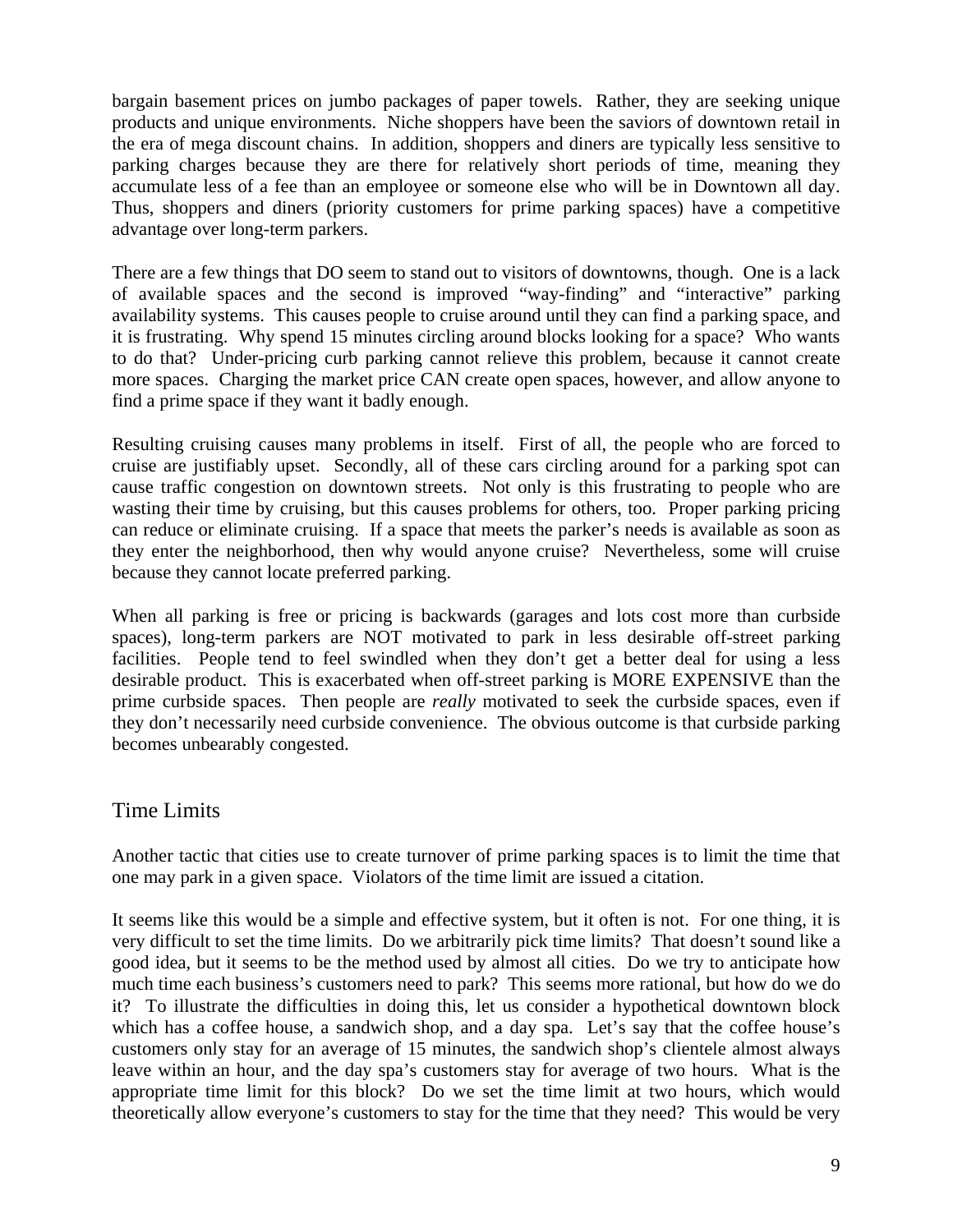bargain basement prices on jumbo packages of paper towels. Rather, they are seeking unique products and unique environments. Niche shoppers have been the saviors of downtown retail in the era of mega discount chains. In addition, shoppers and diners are typically less sensitive to parking charges because they are there for relatively short periods of time, meaning they accumulate less of a fee than an employee or someone else who will be in Downtown all day. Thus, shoppers and diners (priority customers for prime parking spaces) have a competitive advantage over long-term parkers.

There are a few things that DO seem to stand out to visitors of downtowns, though. One is a lack of available spaces and the second is improved "way-finding" and "interactive" parking availability systems. This causes people to cruise around until they can find a parking space, and it is frustrating. Why spend 15 minutes circling around blocks looking for a space? Who wants to do that? Under-pricing curb parking cannot relieve this problem, because it cannot create more spaces. Charging the market price CAN create open spaces, however, and allow anyone to find a prime space if they want it badly enough.

Resulting cruising causes many problems in itself. First of all, the people who are forced to cruise are justifiably upset. Secondly, all of these cars circling around for a parking spot can cause traffic congestion on downtown streets. Not only is this frustrating to people who are wasting their time by cruising, but this causes problems for others, too. Proper parking pricing can reduce or eliminate cruising. If a space that meets the parker's needs is available as soon as they enter the neighborhood, then why would anyone cruise? Nevertheless, some will cruise because they cannot locate preferred parking.

When all parking is free or pricing is backwards (garages and lots cost more than curbside spaces), long-term parkers are NOT motivated to park in less desirable off-street parking facilities. People tend to feel swindled when they don't get a better deal for using a less desirable product. This is exacerbated when off-street parking is MORE EXPENSIVE than the prime curbside spaces. Then people are *really* motivated to seek the curbside spaces, even if they don't necessarily need curbside convenience. The obvious outcome is that curbside parking becomes unbearably congested.

## Time Limits

Another tactic that cities use to create turnover of prime parking spaces is to limit the time that one may park in a given space. Violators of the time limit are issued a citation.

It seems like this would be a simple and effective system, but it often is not. For one thing, it is very difficult to set the time limits. Do we arbitrarily pick time limits? That doesn't sound like a good idea, but it seems to be the method used by almost all cities. Do we try to anticipate how much time each business's customers need to park? This seems more rational, but how do we do it? To illustrate the difficulties in doing this, let us consider a hypothetical downtown block which has a coffee house, a sandwich shop, and a day spa. Let's say that the coffee house's customers only stay for an average of 15 minutes, the sandwich shop's clientele almost always leave within an hour, and the day spa's customers stay for average of two hours. What is the appropriate time limit for this block? Do we set the time limit at two hours, which would theoretically allow everyone's customers to stay for the time that they need? This would be very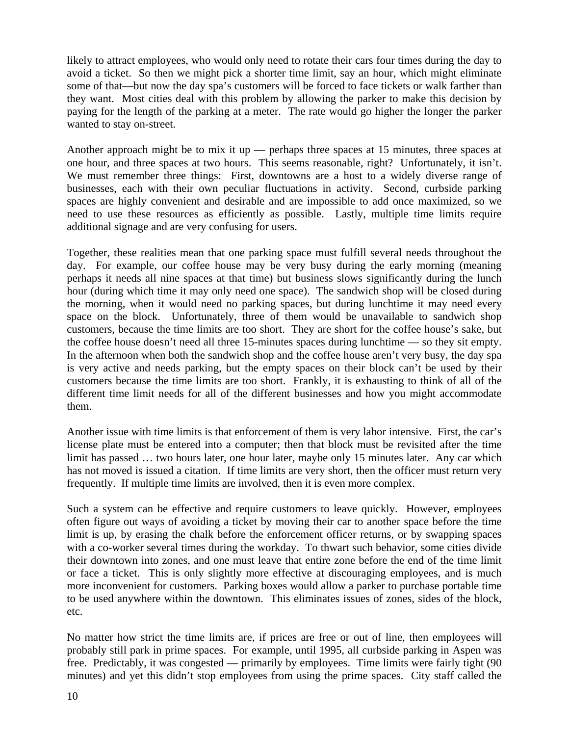likely to attract employees, who would only need to rotate their cars four times during the day to avoid a ticket. So then we might pick a shorter time limit, say an hour, which might eliminate some of that—but now the day spa's customers will be forced to face tickets or walk farther than they want. Most cities deal with this problem by allowing the parker to make this decision by paying for the length of the parking at a meter. The rate would go higher the longer the parker wanted to stay on-street.

Another approach might be to mix it up — perhaps three spaces at 15 minutes, three spaces at one hour, and three spaces at two hours. This seems reasonable, right? Unfortunately, it isn't. We must remember three things: First, downtowns are a host to a widely diverse range of businesses, each with their own peculiar fluctuations in activity. Second, curbside parking spaces are highly convenient and desirable and are impossible to add once maximized, so we need to use these resources as efficiently as possible. Lastly, multiple time limits require additional signage and are very confusing for users.

Together, these realities mean that one parking space must fulfill several needs throughout the day. For example, our coffee house may be very busy during the early morning (meaning perhaps it needs all nine spaces at that time) but business slows significantly during the lunch hour (during which time it may only need one space). The sandwich shop will be closed during the morning, when it would need no parking spaces, but during lunchtime it may need every space on the block. Unfortunately, three of them would be unavailable to sandwich shop customers, because the time limits are too short. They are short for the coffee house's sake, but the coffee house doesn't need all three 15-minutes spaces during lunchtime — so they sit empty. In the afternoon when both the sandwich shop and the coffee house aren't very busy, the day spa is very active and needs parking, but the empty spaces on their block can't be used by their customers because the time limits are too short. Frankly, it is exhausting to think of all of the different time limit needs for all of the different businesses and how you might accommodate them.

Another issue with time limits is that enforcement of them is very labor intensive. First, the car's license plate must be entered into a computer; then that block must be revisited after the time limit has passed … two hours later, one hour later, maybe only 15 minutes later. Any car which has not moved is issued a citation. If time limits are very short, then the officer must return very frequently. If multiple time limits are involved, then it is even more complex.

Such a system can be effective and require customers to leave quickly. However, employees often figure out ways of avoiding a ticket by moving their car to another space before the time limit is up, by erasing the chalk before the enforcement officer returns, or by swapping spaces with a co-worker several times during the workday. To thwart such behavior, some cities divide their downtown into zones, and one must leave that entire zone before the end of the time limit or face a ticket. This is only slightly more effective at discouraging employees, and is much more inconvenient for customers. Parking boxes would allow a parker to purchase portable time to be used anywhere within the downtown. This eliminates issues of zones, sides of the block, etc.

No matter how strict the time limits are, if prices are free or out of line, then employees will probably still park in prime spaces. For example, until 1995, all curbside parking in Aspen was free. Predictably, it was congested — primarily by employees. Time limits were fairly tight (90 minutes) and yet this didn't stop employees from using the prime spaces. City staff called the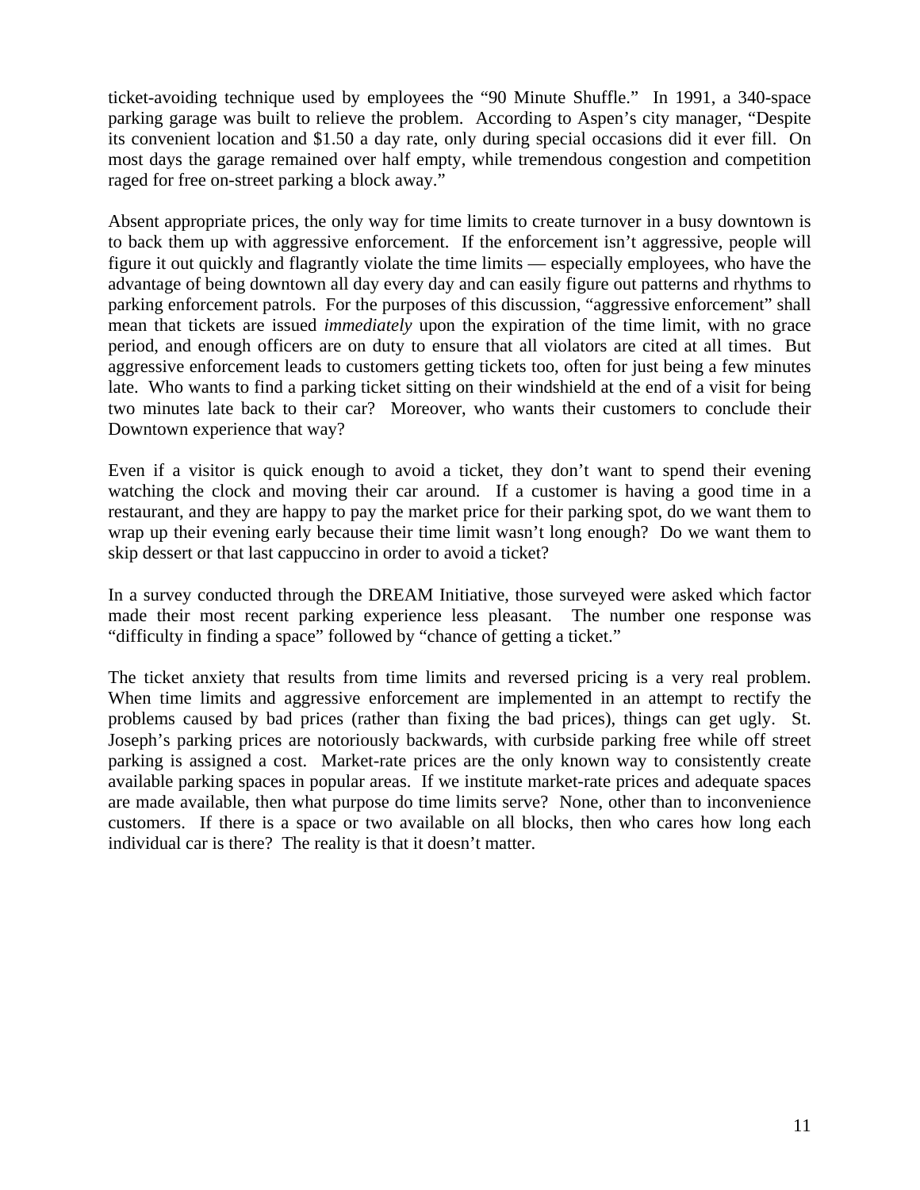ticket-avoiding technique used by employees the "90 Minute Shuffle." In 1991, a 340-space parking garage was built to relieve the problem. According to Aspen's city manager, "Despite its convenient location and $1.50 a day rate, only during special occasions did it ever fill. On most days the garage remained over half empty, while tremendous congestion and competition raged for free on-street parking a block away."

Absent appropriate prices, the only way for time limits to create turnover in a busy downtown is to back them up with aggressive enforcement. If the enforcement isn't aggressive, people will figure it out quickly and flagrantly violate the time limits — especially employees, who have the advantage of being downtown all day every day and can easily figure out patterns and rhythms to parking enforcement patrols. For the purposes of this discussion, "aggressive enforcement" shall mean that tickets are issued *immediately* upon the expiration of the time limit, with no grace period, and enough officers are on duty to ensure that all violators are cited at all times. But aggressive enforcement leads to customers getting tickets too, often for just being a few minutes late. Who wants to find a parking ticket sitting on their windshield at the end of a visit for being two minutes late back to their car? Moreover, who wants their customers to conclude their Downtown experience that way?

Even if a visitor is quick enough to avoid a ticket, they don't want to spend their evening watching the clock and moving their car around. If a customer is having a good time in a restaurant, and they are happy to pay the market price for their parking spot, do we want them to wrap up their evening early because their time limit wasn't long enough? Do we want them to skip dessert or that last cappuccino in order to avoid a ticket?

In a survey conducted through the DREAM Initiative, those surveyed were asked which factor made their most recent parking experience less pleasant. The number one response was "difficulty in finding a space" followed by "chance of getting a ticket."

The ticket anxiety that results from time limits and reversed pricing is a very real problem. When time limits and aggressive enforcement are implemented in an attempt to rectify the problems caused by bad prices (rather than fixing the bad prices), things can get ugly. St. Joseph's parking prices are notoriously backwards, with curbside parking free while off street parking is assigned a cost. Market-rate prices are the only known way to consistently create available parking spaces in popular areas. If we institute market-rate prices and adequate spaces are made available, then what purpose do time limits serve? None, other than to inconvenience customers. If there is a space or two available on all blocks, then who cares how long each individual car is there? The reality is that it doesn't matter.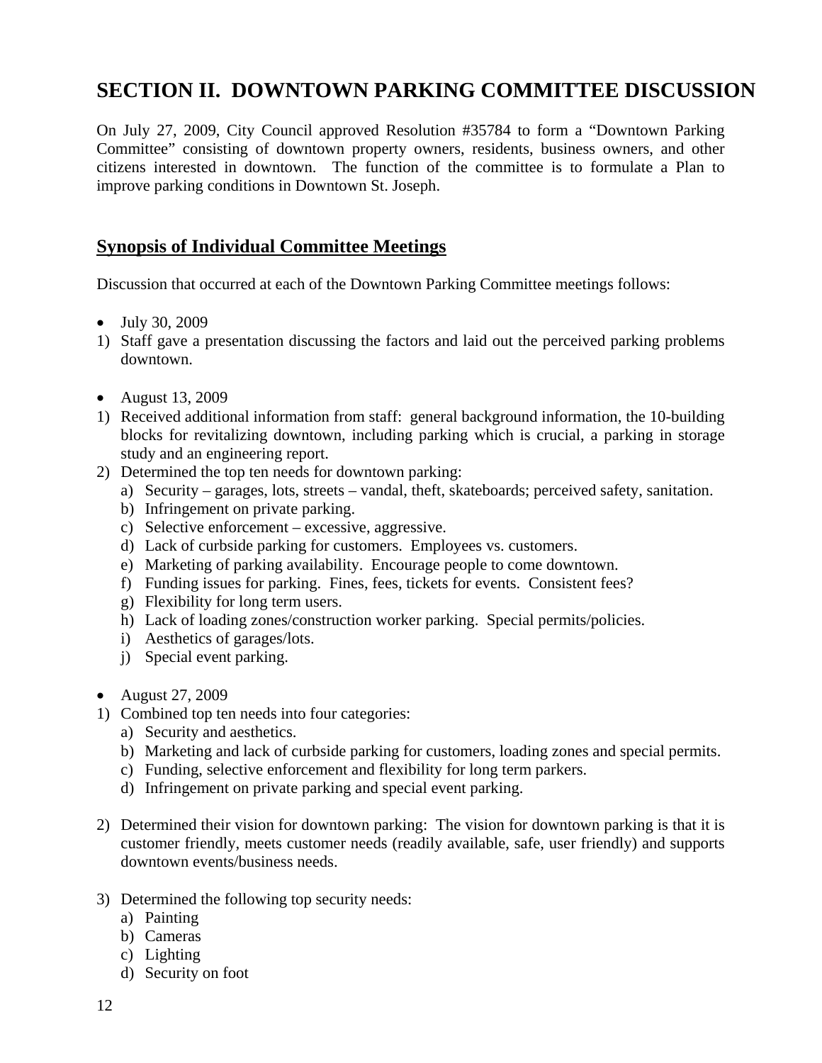# SECTION II. DOWNTOWN PARKING COMMITTEE DISCUSSION

On July 27, 2009, City Council approved Resolution #35784 to form a "Downtown Parking Committee" consisting of downtown property owners, residents, business owners, and other citizens interested in downtown. The function of the committee is to formulate a Plan to improve parking conditions in Downtown St. Joseph.

## Synopsis of Individual Committee Meetings

Discussion that occurred at each of the Downtown Parking Committee meetings follows:

- July 30, 2009

1) Staff gave a presentation discussing the factors and laid out the perceived parking problems downtown.

- August 13, 2009

1) Received additional information from staff: general background information, the 10-building blocks for revitalizing downtown, including parking which is crucial, a parking in storage study and an engineering report.
2) Determined the top ten needs for downtown parking:
   a) Security – garages, lots, streets – vandal, theft, skateboards; perceived safety, sanitation.
   b) Infringement on private parking.
   c) Selective enforcement – excessive, aggressive.
   d) Lack of curbside parking for customers. Employees vs. customers.
   e) Marketing of parking availability. Encourage people to come downtown.
   f) Funding issues for parking. Fines, fees, tickets for events. Consistent fees?
   g) Flexibility for long term users.
   h) Lack of loading zones/construction worker parking. Special permits/policies.
   i) Aesthetics of garages/lots.
   j) Special event parking.

- August 27, 2009

1) Combined top ten needs into four categories:
   a) Security and aesthetics.
   b) Marketing and lack of curbside parking for customers, loading zones and special permits.
   c) Funding, selective enforcement and flexibility for long term parkers.
   d) Infringement on private parking and special event parking.

2) Determined their vision for downtown parking: The vision for downtown parking is that it is customer friendly, meets customer needs (readily available, safe, user friendly) and supports downtown events/business needs.

3) Determined the following top security needs:
   a) Painting
   b) Cameras
   c) Lighting
   d) Security on foot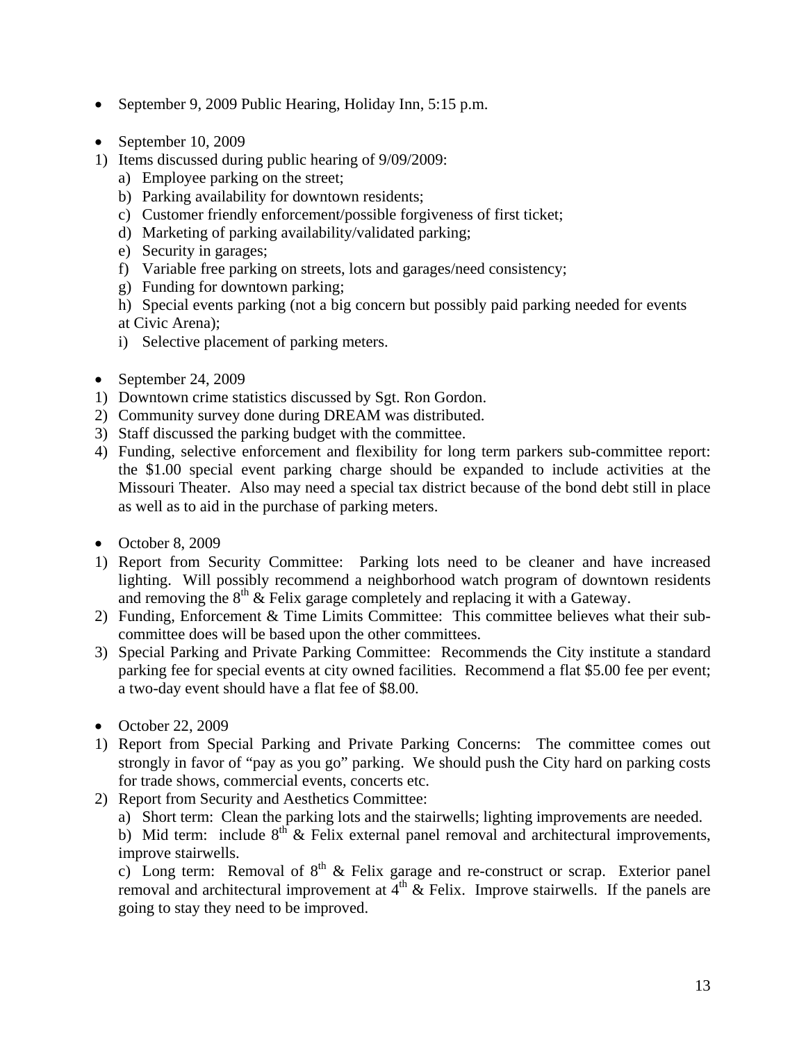- September 9, 2009 Public Hearing, Holiday Inn, 5:15 p.m.

- September 10, 2009

1) Items discussed during public hearing of 9/09/2009:
   a) Employee parking on the street;
   b) Parking availability for downtown residents;
   c) Customer friendly enforcement/possible forgiveness of first ticket;
   d) Marketing of parking availability/validated parking;
   e) Security in garages;
   f) Variable free parking on streets, lots and garages/need consistency;
   g) Funding for downtown parking;
   h) Special events parking (not a big concern but possibly paid parking needed for events at Civic Arena);
   i) Selective placement of parking meters.

- September 24, 2009

1) Downtown crime statistics discussed by Sgt. Ron Gordon.
2) Community survey done during DREAM was distributed.
3) Staff discussed the parking budget with the committee.
4) Funding, selective enforcement and flexibility for long term parkers sub-committee report: the $1.00 special event parking charge should be expanded to include activities at the Missouri Theater. Also may need a special tax district because of the bond debt still in place as well as to aid in the purchase of parking meters.

- October 8, 2009

1) Report from Security Committee: Parking lots need to be cleaner and have increased lighting. Will possibly recommend a neighborhood watch program of downtown residents and removing the 8th & Felix garage completely and replacing it with a Gateway.
2) Funding, Enforcement & Time Limits Committee: This committee believes what their sub-committee does will be based upon the other committees.
3) Special Parking and Private Parking Committee: Recommends the City institute a standard parking fee for special events at city owned facilities. Recommend a flat $5.00 fee per event; a two-day event should have a flat fee of $8.00.

- October 22, 2009

1) Report from Special Parking and Private Parking Concerns: The committee comes out strongly in favor of "pay as you go" parking. We should push the City hard on parking costs for trade shows, commercial events, concerts etc.
2) Report from Security and Aesthetics Committee:
   a) Short term: Clean the parking lots and the stairwells; lighting improvements are needed.
   b) Mid term: include 8th & Felix external panel removal and architectural improvements, improve stairwells.
   c) Long term: Removal of 8th & Felix garage and re-construct or scrap. Exterior panel removal and architectural improvement at 4th & Felix. Improve stairwells. If the panels are going to stay they need to be improved.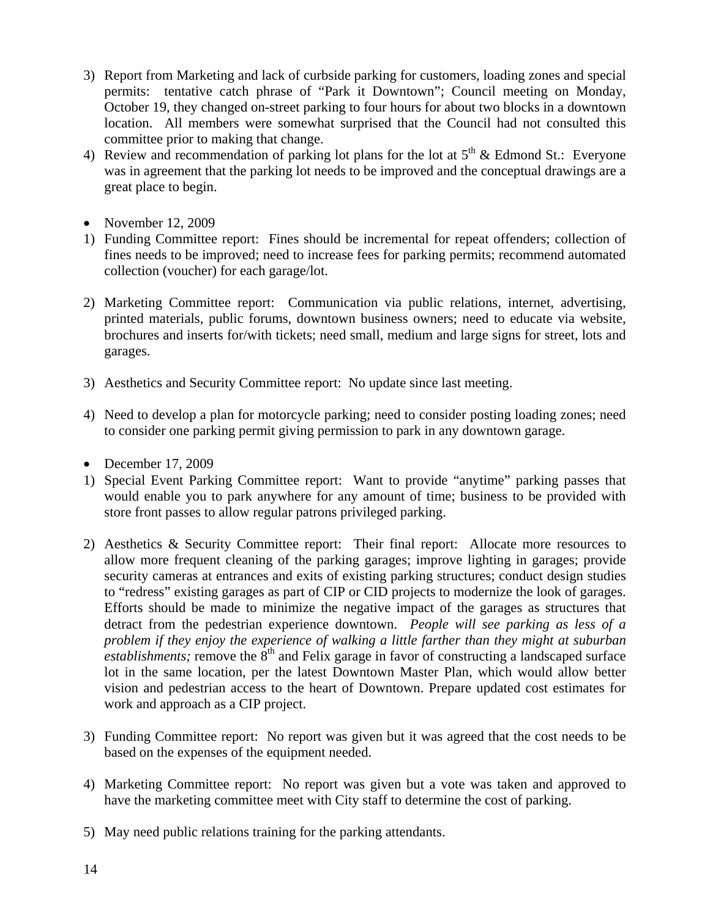3) Report from Marketing and lack of curbside parking for customers, loading zones and special permits: tentative catch phrase of "Park it Downtown"; Council meeting on Monday, October 19, they changed on-street parking to four hours for about two blocks in a downtown location. All members were somewhat surprised that the Council had not consulted this committee prior to making that change.
4) Review and recommendation of parking lot plans for the lot at 5th & Edmond St.: Everyone was in agreement that the parking lot needs to be improved and the conceptual drawings are a great place to begin.

- November 12, 2009

1) Funding Committee report: Fines should be incremental for repeat offenders; collection of fines needs to be improved; need to increase fees for parking permits; recommend automated collection (voucher) for each garage/lot.

2) Marketing Committee report: Communication via public relations, internet, advertising, printed materials, public forums, downtown business owners; need to educate via website, brochures and inserts for/with tickets; need small, medium and large signs for street, lots and garages.

3) Aesthetics and Security Committee report: No update since last meeting.

4) Need to develop a plan for motorcycle parking; need to consider posting loading zones; need to consider one parking permit giving permission to park in any downtown garage.

- December 17, 2009

1) Special Event Parking Committee report: Want to provide "anytime" parking passes that would enable you to park anywhere for any amount of time; business to be provided with store front passes to allow regular patrons privileged parking.

2) Aesthetics & Security Committee report: Their final report: Allocate more resources to allow more frequent cleaning of the parking garages; improve lighting in garages; provide security cameras at entrances and exits of existing parking structures; conduct design studies to "redress" existing garages as part of CIP or CID projects to modernize the look of garages. Efforts should be made to minimize the negative impact of the garages as structures that detract from the pedestrian experience downtown. *People will see parking as less of a problem if they enjoy the experience of walking a little farther than they might at suburban establishments;* remove the 8th and Felix garage in favor of constructing a landscaped surface lot in the same location, per the latest Downtown Master Plan, which would allow better vision and pedestrian access to the heart of Downtown. Prepare updated cost estimates for work and approach as a CIP project.

3) Funding Committee report: No report was given but it was agreed that the cost needs to be based on the expenses of the equipment needed.

4) Marketing Committee report: No report was given but a vote was taken and approved to have the marketing committee meet with City staff to determine the cost of parking.

5) May need public relations training for the parking attendants.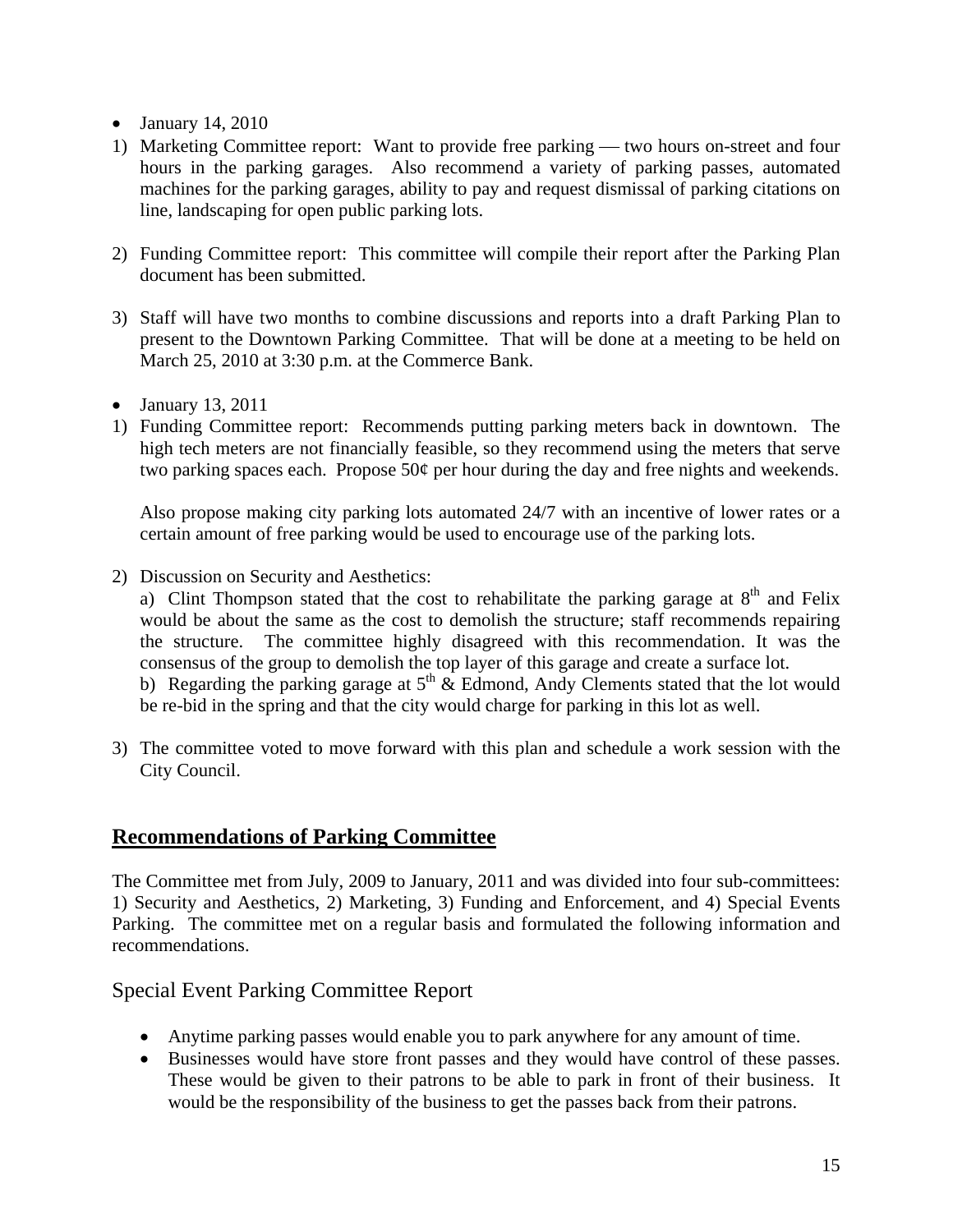- January 14, 2010

1) Marketing Committee report: Want to provide free parking — two hours on-street and four hours in the parking garages. Also recommend a variety of parking passes, automated machines for the parking garages, ability to pay and request dismissal of parking citations on line, landscaping for open public parking lots.

2) Funding Committee report: This committee will compile their report after the Parking Plan document has been submitted.

3) Staff will have two months to combine discussions and reports into a draft Parking Plan to present to the Downtown Parking Committee. That will be done at a meeting to be held on March 25, 2010 at 3:30 p.m. at the Commerce Bank.

- January 13, 2011

1) Funding Committee report: Recommends putting parking meters back in downtown. The high tech meters are not financially feasible, so they recommend using the meters that serve two parking spaces each. Propose 50¢ per hour during the day and free nights and weekends.

   Also propose making city parking lots automated 24/7 with an incentive of lower rates or a certain amount of free parking would be used to encourage use of the parking lots.

2) Discussion on Security and Aesthetics:
   a) Clint Thompson stated that the cost to rehabilitate the parking garage at 8th and Felix would be about the same as the cost to demolish the structure; staff recommends repairing the structure. The committee highly disagreed with this recommendation. It was the consensus of the group to demolish the top layer of this garage and create a surface lot.
   b) Regarding the parking garage at 5th & Edmond, Andy Clements stated that the lot would be re-bid in the spring and that the city would charge for parking in this lot as well.

3) The committee voted to move forward with this plan and schedule a work session with the City Council.

## Recommendations of Parking Committee

The Committee met from July, 2009 to January, 2011 and was divided into four sub-committees: 1) Security and Aesthetics, 2) Marketing, 3) Funding and Enforcement, and 4) Special Events Parking. The committee met on a regular basis and formulated the following information and recommendations.

### Special Event Parking Committee Report

- Anytime parking passes would enable you to park anywhere for any amount of time.
- Businesses would have store front passes and they would have control of these passes. These would be given to their patrons to be able to park in front of their business. It would be the responsibility of the business to get the passes back from their patrons.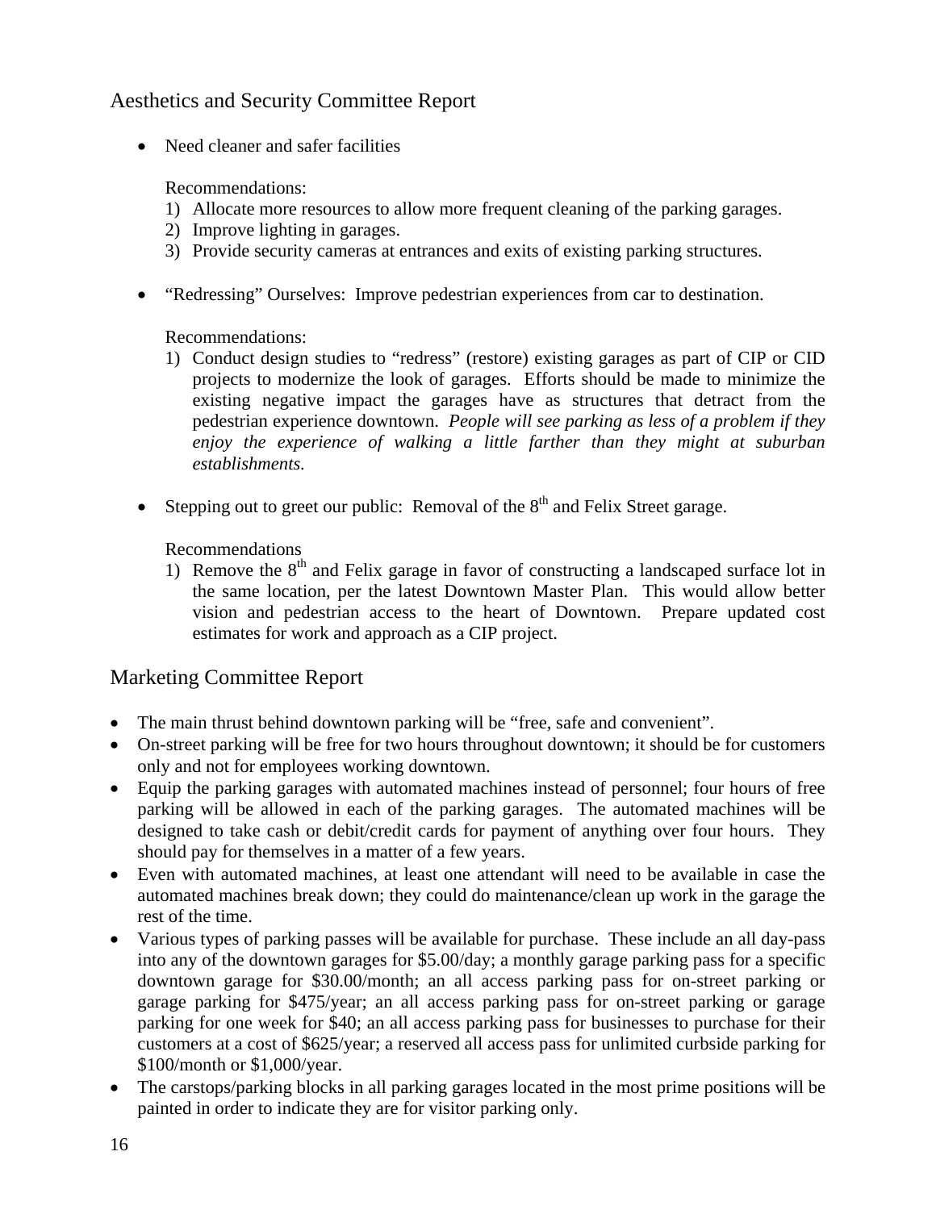## Aesthetics and Security Committee Report

- Need cleaner and safer facilities

  Recommendations:
  1) Allocate more resources to allow more frequent cleaning of the parking garages.
  2) Improve lighting in garages.
  3) Provide security cameras at entrances and exits of existing parking structures.

- "Redressing" Ourselves: Improve pedestrian experiences from car to destination.

  Recommendations:
  1) Conduct design studies to "redress" (restore) existing garages as part of CIP or CID projects to modernize the look of garages. Efforts should be made to minimize the existing negative impact the garages have as structures that detract from the pedestrian experience downtown. *People will see parking as less of a problem if they enjoy the experience of walking a little farther than they might at suburban establishments.*

- Stepping out to greet our public: Removal of the 8th and Felix Street garage.

  Recommendations
  1) Remove the 8th and Felix garage in favor of constructing a landscaped surface lot in the same location, per the latest Downtown Master Plan. This would allow better vision and pedestrian access to the heart of Downtown. Prepare updated cost estimates for work and approach as a CIP project.

## Marketing Committee Report

- The main thrust behind downtown parking will be "free, safe and convenient".
- On-street parking will be free for two hours throughout downtown; it should be for customers only and not for employees working downtown.
- Equip the parking garages with automated machines instead of personnel; four hours of free parking will be allowed in each of the parking garages. The automated machines will be designed to take cash or debit/credit cards for payment of anything over four hours. They should pay for themselves in a matter of a few years.
- Even with automated machines, at least one attendant will need to be available in case the automated machines break down; they could do maintenance/clean up work in the garage the rest of the time.
- Various types of parking passes will be available for purchase. These include an all day-pass into any of the downtown garages for $5.00/day; a monthly garage parking pass for a specific downtown garage for $30.00/month; an all access parking pass for on-street parking or garage parking for $475/year; an all access parking pass for on-street parking or garage parking for one week for $40; an all access parking pass for businesses to purchase for their customers at a cost of $625/year; a reserved all access pass for unlimited curbside parking for $100/month or $1,000/year.
- The carstops/parking blocks in all parking garages located in the most prime positions will be painted in order to indicate they are for visitor parking only.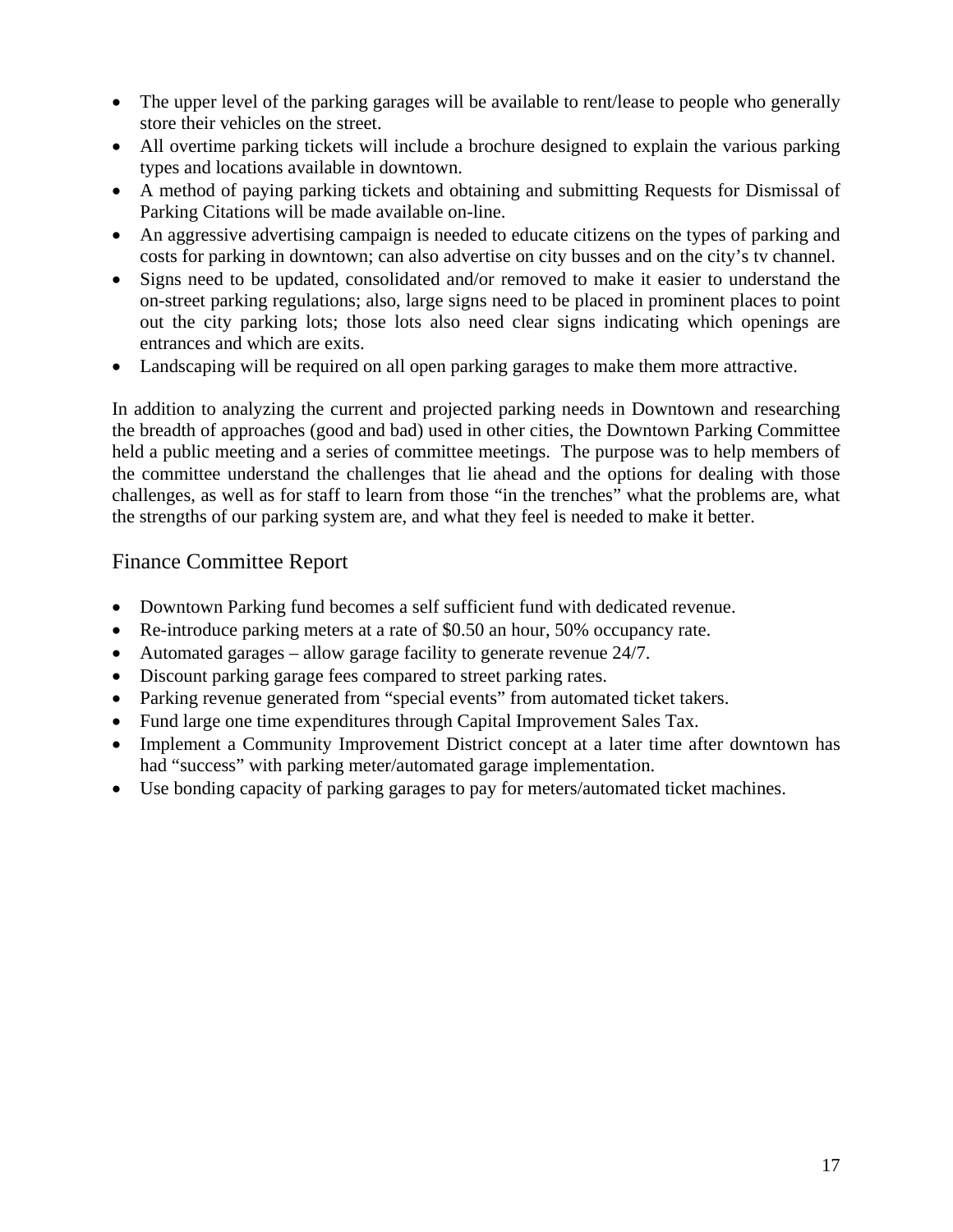- The upper level of the parking garages will be available to rent/lease to people who generally store their vehicles on the street.
- All overtime parking tickets will include a brochure designed to explain the various parking types and locations available in downtown.
- A method of paying parking tickets and obtaining and submitting Requests for Dismissal of Parking Citations will be made available on-line.
- An aggressive advertising campaign is needed to educate citizens on the types of parking and costs for parking in downtown; can also advertise on city busses and on the city's tv channel.
- Signs need to be updated, consolidated and/or removed to make it easier to understand the on-street parking regulations; also, large signs need to be placed in prominent places to point out the city parking lots; those lots also need clear signs indicating which openings are entrances and which are exits.
- Landscaping will be required on all open parking garages to make them more attractive.

In addition to analyzing the current and projected parking needs in Downtown and researching the breadth of approaches (good and bad) used in other cities, the Downtown Parking Committee held a public meeting and a series of committee meetings. The purpose was to help members of the committee understand the challenges that lie ahead and the options for dealing with those challenges, as well as for staff to learn from those "in the trenches" what the problems are, what the strengths of our parking system are, and what they feel is needed to make it better.

## Finance Committee Report

- Downtown Parking fund becomes a self sufficient fund with dedicated revenue.
- Re-introduce parking meters at a rate of $0.50 an hour, 50% occupancy rate.
- Automated garages – allow garage facility to generate revenue 24/7.
- Discount parking garage fees compared to street parking rates.
- Parking revenue generated from "special events" from automated ticket takers.
- Fund large one time expenditures through Capital Improvement Sales Tax.
- Implement a Community Improvement District concept at a later time after downtown has had "success" with parking meter/automated garage implementation.
- Use bonding capacity of parking garages to pay for meters/automated ticket machines.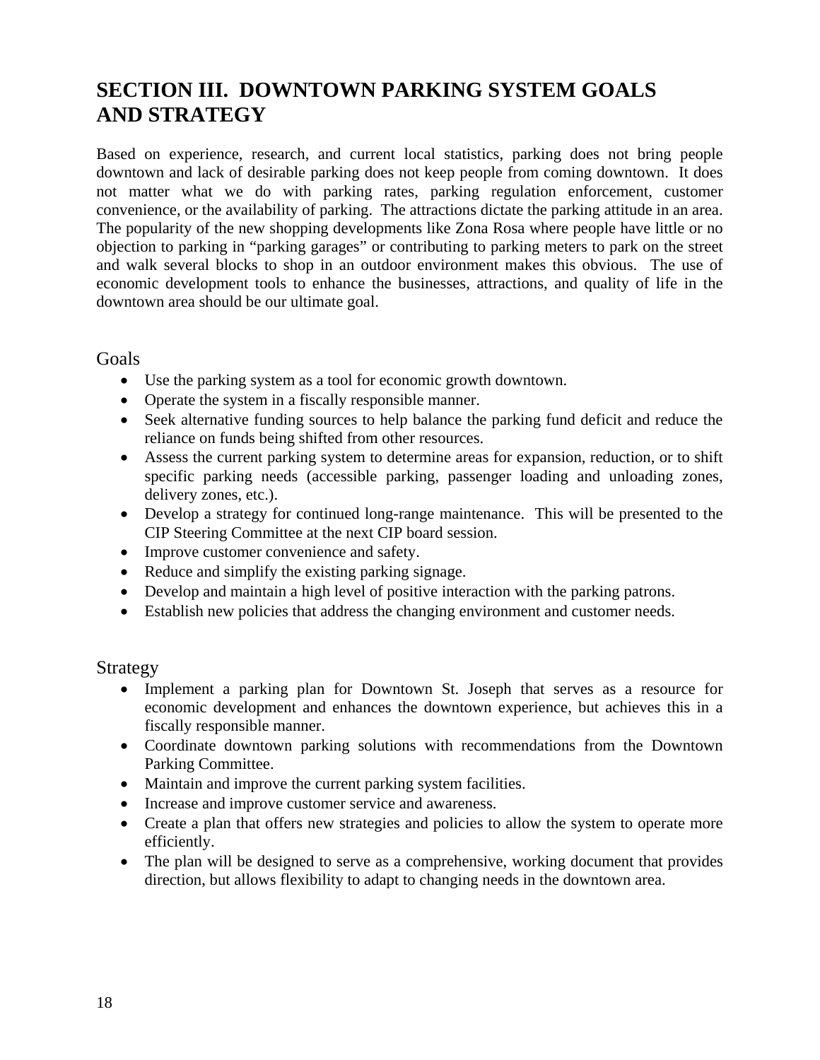# SECTION III. DOWNTOWN PARKING SYSTEM GOALS AND STRATEGY

Based on experience, research, and current local statistics, parking does not bring people downtown and lack of desirable parking does not keep people from coming downtown. It does not matter what we do with parking rates, parking regulation enforcement, customer convenience, or the availability of parking. The attractions dictate the parking attitude in an area. The popularity of the new shopping developments like Zona Rosa where people have little or no objection to parking in "parking garages" or contributing to parking meters to park on the street and walk several blocks to shop in an outdoor environment makes this obvious. The use of economic development tools to enhance the businesses, attractions, and quality of life in the downtown area should be our ultimate goal.

## Goals

- Use the parking system as a tool for economic growth downtown.
- Operate the system in a fiscally responsible manner.
- Seek alternative funding sources to help balance the parking fund deficit and reduce the reliance on funds being shifted from other resources.
- Assess the current parking system to determine areas for expansion, reduction, or to shift specific parking needs (accessible parking, passenger loading and unloading zones, delivery zones, etc.).
- Develop a strategy for continued long-range maintenance. This will be presented to the CIP Steering Committee at the next CIP board session.
- Improve customer convenience and safety.
- Reduce and simplify the existing parking signage.
- Develop and maintain a high level of positive interaction with the parking patrons.
- Establish new policies that address the changing environment and customer needs.

## Strategy

- Implement a parking plan for Downtown St. Joseph that serves as a resource for economic development and enhances the downtown experience, but achieves this in a fiscally responsible manner.
- Coordinate downtown parking solutions with recommendations from the Downtown Parking Committee.
- Maintain and improve the current parking system facilities.
- Increase and improve customer service and awareness.
- Create a plan that offers new strategies and policies to allow the system to operate more efficiently.
- The plan will be designed to serve as a comprehensive, working document that provides direction, but allows flexibility to adapt to changing needs in the downtown area.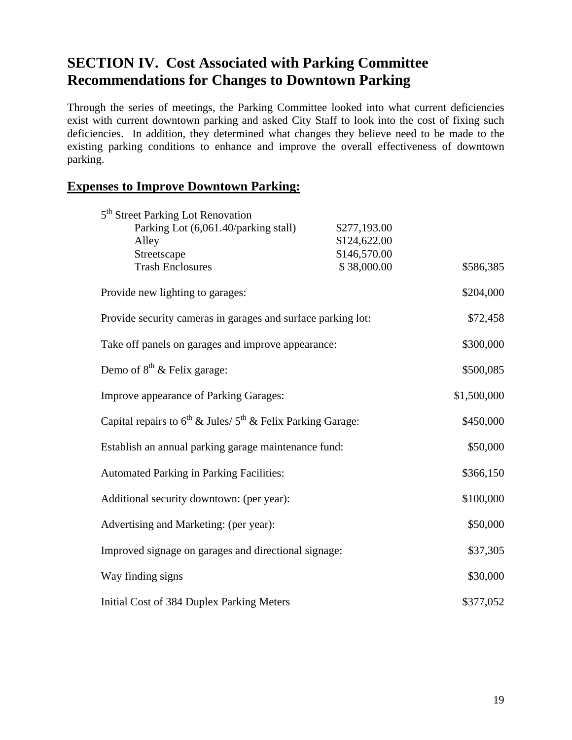## SECTION IV. Cost Associated with Parking Committee Recommendations for Changes to Downtown Parking

Through the series of meetings, the Parking Committee looked into what current deficiencies exist with current downtown parking and asked City Staff to look into the cost of fixing such deficiencies. In addition, they determined what changes they believe need to be made to the existing parking conditions to enhance and improve the overall effectiveness of downtown parking.

### Expenses to Improve Downtown Parking:

| Item | Subtotal | Total |
|---|---|---|
| 5th Street Parking Lot Renovation | | |
| Parking Lot (6,061.40/parking stall) | $277,193.00 | |
| Alley | $124,622.00 | |
| Streetscape | $146,570.00 | |
| Trash Enclosures | $ 38,000.00 | $586,385 |
| Provide new lighting to garages: | | $204,000 |
| Provide security cameras in garages and surface parking lot: | | $72,458 |
| Take off panels on garages and improve appearance: | | $300,000 |
| Demo of 8th & Felix garage: | | $500,085 |
| Improve appearance of Parking Garages: | | $1,500,000 |
| Capital repairs to 6th & Jules/ 5th & Felix Parking Garage: | | $450,000 |
| Establish an annual parking garage maintenance fund: | | $50,000 |
| Automated Parking in Parking Facilities: | | $366,150 |
| Additional security downtown: (per year): | | $100,000 |
| Advertising and Marketing: (per year): | | $50,000 |
| Improved signage on garages and directional signage: | | $37,305 |
| Way finding signs | | $30,000 |
| Initial Cost of 384 Duplex Parking Meters | | $377,052 |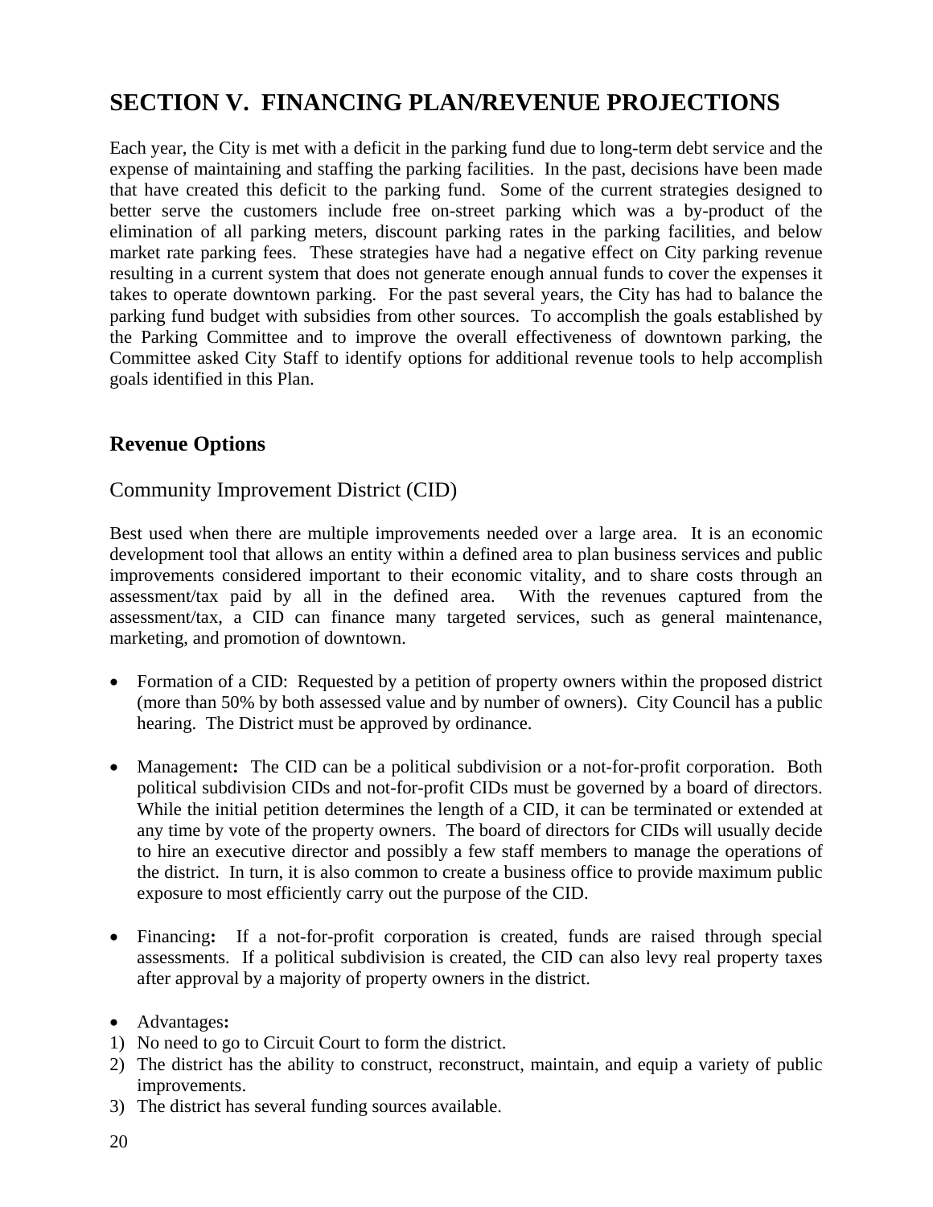# SECTION V. FINANCING PLAN/REVENUE PROJECTIONS

Each year, the City is met with a deficit in the parking fund due to long-term debt service and the expense of maintaining and staffing the parking facilities. In the past, decisions have been made that have created this deficit to the parking fund. Some of the current strategies designed to better serve the customers include free on-street parking which was a by-product of the elimination of all parking meters, discount parking rates in the parking facilities, and below market rate parking fees. These strategies have had a negative effect on City parking revenue resulting in a current system that does not generate enough annual funds to cover the expenses it takes to operate downtown parking. For the past several years, the City has had to balance the parking fund budget with subsidies from other sources. To accomplish the goals established by the Parking Committee and to improve the overall effectiveness of downtown parking, the Committee asked City Staff to identify options for additional revenue tools to help accomplish goals identified in this Plan.

## Revenue Options

### Community Improvement District (CID)

Best used when there are multiple improvements needed over a large area. It is an economic development tool that allows an entity within a defined area to plan business services and public improvements considered important to their economic vitality, and to share costs through an assessment/tax paid by all in the defined area. With the revenues captured from the assessment/tax, a CID can finance many targeted services, such as general maintenance, marketing, and promotion of downtown.

- Formation of a CID: Requested by a petition of property owners within the proposed district (more than 50% by both assessed value and by number of owners). City Council has a public hearing. The District must be approved by ordinance.

- Management**:** The CID can be a political subdivision or a not-for-profit corporation. Both political subdivision CIDs and not-for-profit CIDs must be governed by a board of directors. While the initial petition determines the length of a CID, it can be terminated or extended at any time by vote of the property owners. The board of directors for CIDs will usually decide to hire an executive director and possibly a few staff members to manage the operations of the district. In turn, it is also common to create a business office to provide maximum public exposure to most efficiently carry out the purpose of the CID.

- Financing**:** If a not-for-profit corporation is created, funds are raised through special assessments. If a political subdivision is created, the CID can also levy real property taxes after approval by a majority of property owners in the district.

- Advantages**:**

1) No need to go to Circuit Court to form the district.
2) The district has the ability to construct, reconstruct, maintain, and equip a variety of public improvements.
3) The district has several funding sources available.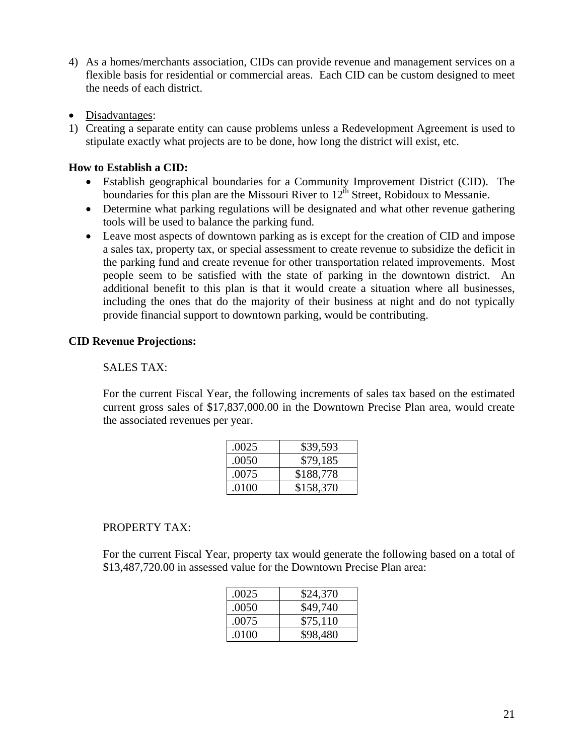4) As a homes/merchants association, CIDs can provide revenue and management services on a flexible basis for residential or commercial areas. Each CID can be custom designed to meet the needs of each district.

- Disadvantages:

1) Creating a separate entity can cause problems unless a Redevelopment Agreement is used to stipulate exactly what projects are to be done, how long the district will exist, etc.

**How to Establish a CID:**

- Establish geographical boundaries for a Community Improvement District (CID). The boundaries for this plan are the Missouri River to 12th Street, Robidoux to Messanie.
- Determine what parking regulations will be designated and what other revenue gathering tools will be used to balance the parking fund.
- Leave most aspects of downtown parking as is except for the creation of CID and impose a sales tax, property tax, or special assessment to create revenue to subsidize the deficit in the parking fund and create revenue for other transportation related improvements. Most people seem to be satisfied with the state of parking in the downtown district. An additional benefit to this plan is that it would create a situation where all businesses, including the ones that do the majority of their business at night and do not typically provide financial support to downtown parking, would be contributing.

**CID Revenue Projections:**

SALES TAX:

For the current Fiscal Year, the following increments of sales tax based on the estimated current gross sales of $17,837,000.00 in the Downtown Precise Plan area, would create the associated revenues per year.

| | |
|---|---|
| .0025 | $39,593 |
| .0050 | $79,185 |
| .0075 | $188,778 |
| .0100 | $158,370 |

PROPERTY TAX:

For the current Fiscal Year, property tax would generate the following based on a total of $13,487,720.00 in assessed value for the Downtown Precise Plan area:

| | |
|---|---|
| .0025 | $24,370 |
| .0050 | $49,740 |
| .0075 | $75,110 |
| .0100 | $98,480 |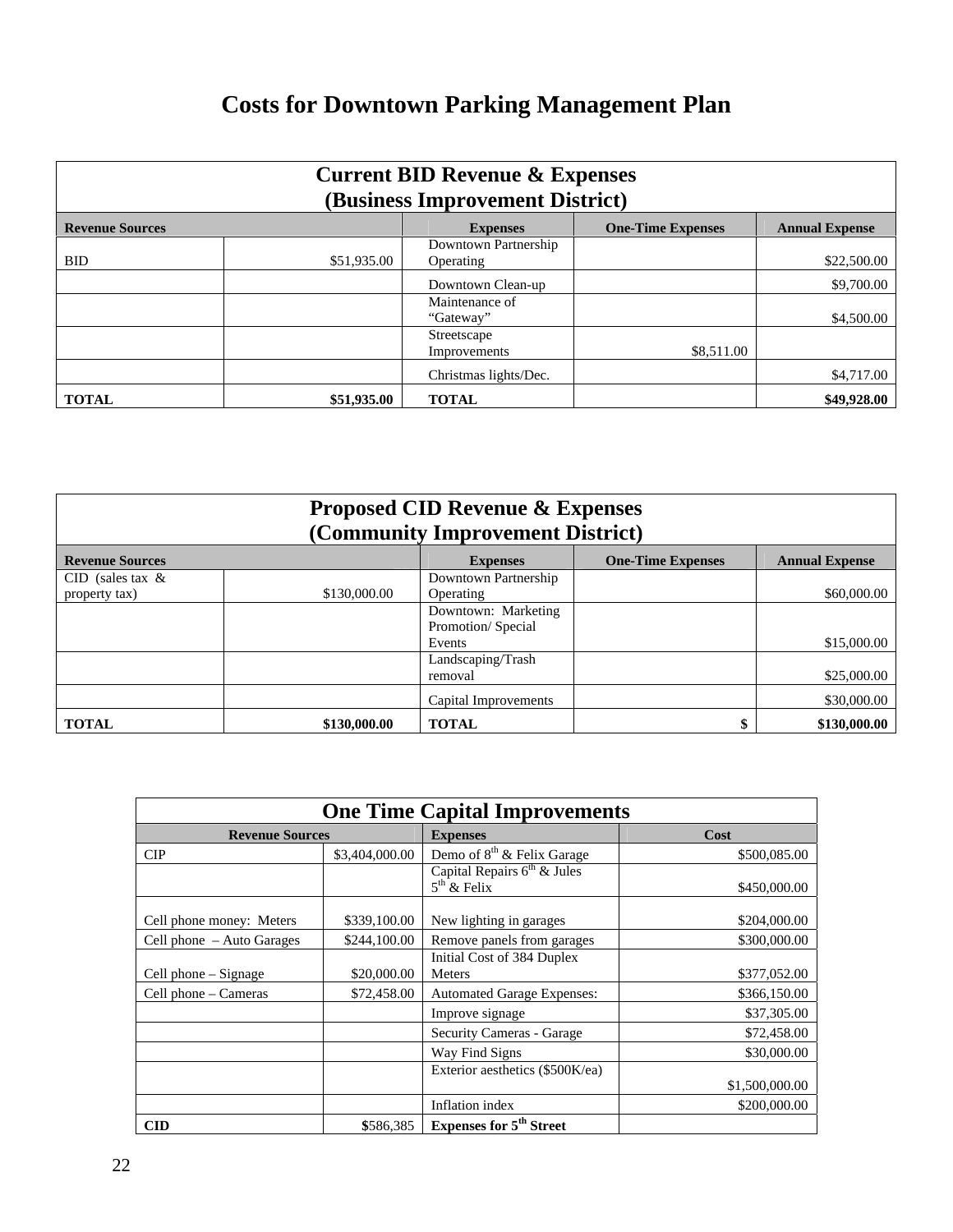# Costs for Downtown Parking Management Plan

| Current BID Revenue & Expenses (Business Improvement District) | | | | |
|---|---|---|---|---|
| **Revenue Sources** | | **Expenses** | **One-Time Expenses** | **Annual Expense** |
| BID | $51,935.00 | Downtown Partnership Operating | | $22,500.00 |
| | | Downtown Clean-up | | $9,700.00 |
| | | Maintenance of "Gateway" | | $4,500.00 |
| | | Streetscape Improvements | $8,511.00 | |
| | | Christmas lights/Dec. | | $4,717.00 |
| **TOTAL** | **$51,935.00** | **TOTAL** | | **$49,928.00** |

| Proposed CID Revenue & Expenses (Community Improvement District) | | | | |
|---|---|---|---|---|
| **Revenue Sources** | | **Expenses** | **One-Time Expenses** | **Annual Expense** |
| CID (sales tax & property tax) | $130,000.00 | Downtown Partnership Operating | | $60,000.00 |
| | | Downtown: Marketing Promotion/ Special Events | | $15,000.00 |
| | | Landscaping/Trash removal | | $25,000.00 |
| | | Capital Improvements | | $30,000.00 |
| **TOTAL** | **$130,000.00** | **TOTAL** | **$** | **$130,000.00** |

| One Time Capital Improvements | | | |
|---|---|---|---|
| **Revenue Sources** | | **Expenses** | **Cost** |
| CIP | $3,404,000.00 | Demo of 8th & Felix Garage | $500,085.00 |
| | | Capital Repairs 6th & Jules 5th & Felix | $450,000.00 |
| Cell phone money: Meters | $339,100.00 | New lighting in garages | $204,000.00 |
| Cell phone – Auto Garages | $244,100.00 | Remove panels from garages | $300,000.00 |
| Cell phone – Signage | $20,000.00 | Initial Cost of 384 Duplex Meters | $377,052.00 |
| Cell phone – Cameras | $72,458.00 | Automated Garage Expenses: | $366,150.00 |
| | | Improve signage | $37,305.00 |
| | | Security Cameras - Garage | $72,458.00 |
| | | Way Find Signs | $30,000.00 |
| | | Exterior aesthetics ($500K/ea) | $1,500,000.00 |
| | | Inflation index | $200,000.00 |
| **CID** | **$**586,385 | **Expenses for 5th Street** | |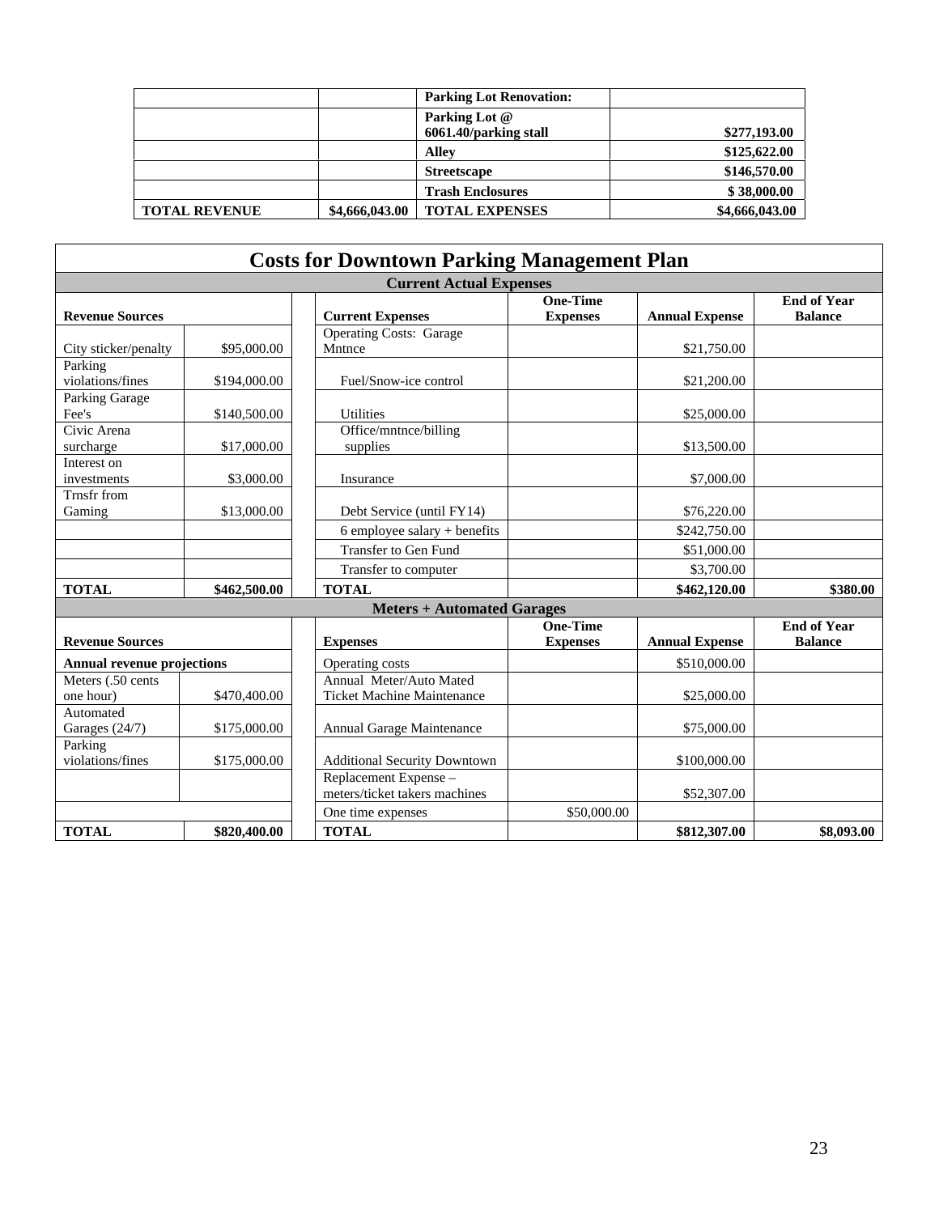| | | Parking Lot Renovation: | |
|---|---|---|---|
| | | Parking Lot @ 6061.40/parking stall | $277,193.00 |
| | | Alley | $125,622.00 |
| | | Streetscape | $146,570.00 |
| | | Trash Enclosures | $ 38,000.00 |
| **TOTAL REVENUE** | **$4,666,043.00** | **TOTAL EXPENSES** | **$4,666,043.00** |

# Costs for Downtown Parking Management Plan

| Current Actual Expenses | | | | | | |
|---|---|---|---|---|---|---|
| **Revenue Sources** | | | **Current Expenses** | **One-Time Expenses** | **Annual Expense** | **End of Year Balance** |
| City sticker/penalty | $95,000.00 | | Operating Costs: Garage Mntnce | | $21,750.00 | |
| Parking violations/fines | $194,000.00 | | Fuel/Snow-ice control | | $21,200.00 | |
| Parking Garage Fee's | $140,500.00 | | Utilities | | $25,000.00 | |
| Civic Arena surcharge | $17,000.00 | | Office/mntnce/billing supplies | | $13,500.00 | |
| Interest on investments | $3,000.00 | | Insurance | | $7,000.00 | |
| Trnsfr from Gaming | $13,000.00 | | Debt Service (until FY14) | | $76,220.00 | |
| | | | 6 employee salary + benefits | | $242,750.00 | |
| | | | Transfer to Gen Fund | | $51,000.00 | |
| | | | Transfer to computer | | $3,700.00 | |
| **TOTAL** | **$462,500.00** | | **TOTAL** | | **$462,120.00** | **$380.00** |
| **Meters + Automated Garages** | | | | | | |
| **Revenue Sources** | | | **Expenses** | **One-Time Expenses** | **Annual Expense** | **End of Year Balance** |
| **Annual revenue projections** | | | Operating costs | | $510,000.00 | |
| Meters (.50 cents one hour) | $470,400.00 | | Annual Meter/Auto Mated Ticket Machine Maintenance | | $25,000.00 | |
| Automated Garages (24/7) | $175,000.00 | | Annual Garage Maintenance | | $75,000.00 | |
| Parking violations/fines | $175,000.00 | | Additional Security Downtown | | $100,000.00 | |
| | | | Replacement Expense – meters/ticket takers machines | | $52,307.00 | |
| | | | One time expenses | $50,000.00 | | |
| **TOTAL** | **$820,400.00** | | **TOTAL** | | **$812,307.00** | **$8,093.00** |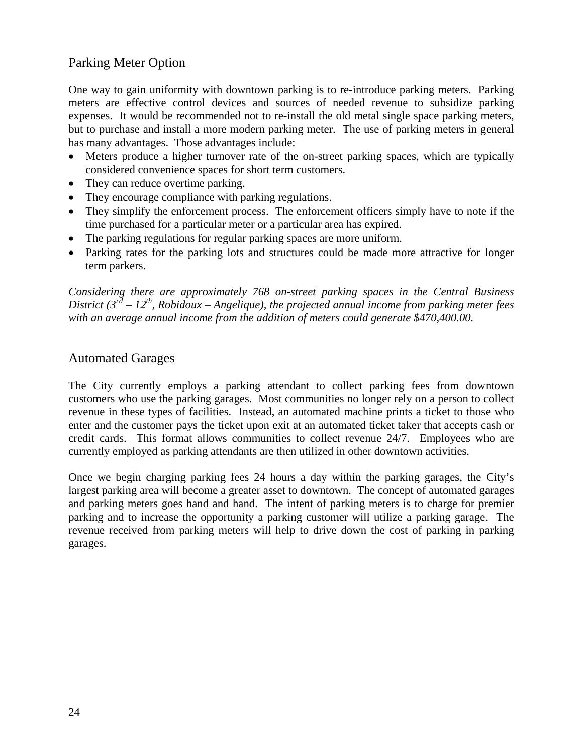## Parking Meter Option

One way to gain uniformity with downtown parking is to re-introduce parking meters. Parking meters are effective control devices and sources of needed revenue to subsidize parking expenses. It would be recommended not to re-install the old metal single space parking meters, but to purchase and install a more modern parking meter. The use of parking meters in general has many advantages. Those advantages include:

- Meters produce a higher turnover rate of the on-street parking spaces, which are typically considered convenience spaces for short term customers.
- They can reduce overtime parking.
- They encourage compliance with parking regulations.
- They simplify the enforcement process. The enforcement officers simply have to note if the time purchased for a particular meter or a particular area has expired.
- The parking regulations for regular parking spaces are more uniform.
- Parking rates for the parking lots and structures could be made more attractive for longer term parkers.

*Considering there are approximately 768 on-street parking spaces in the Central Business District (3rd – 12th, Robidoux – Angelique), the projected annual income from parking meter fees with an average annual income from the addition of meters could generate $470,400.00.*

## Automated Garages

The City currently employs a parking attendant to collect parking fees from downtown customers who use the parking garages. Most communities no longer rely on a person to collect revenue in these types of facilities. Instead, an automated machine prints a ticket to those who enter and the customer pays the ticket upon exit at an automated ticket taker that accepts cash or credit cards. This format allows communities to collect revenue 24/7. Employees who are currently employed as parking attendants are then utilized in other downtown activities.

Once we begin charging parking fees 24 hours a day within the parking garages, the City's largest parking area will become a greater asset to downtown. The concept of automated garages and parking meters goes hand and hand. The intent of parking meters is to charge for premier parking and to increase the opportunity a parking customer will utilize a parking garage. The revenue received from parking meters will help to drive down the cost of parking in parking garages.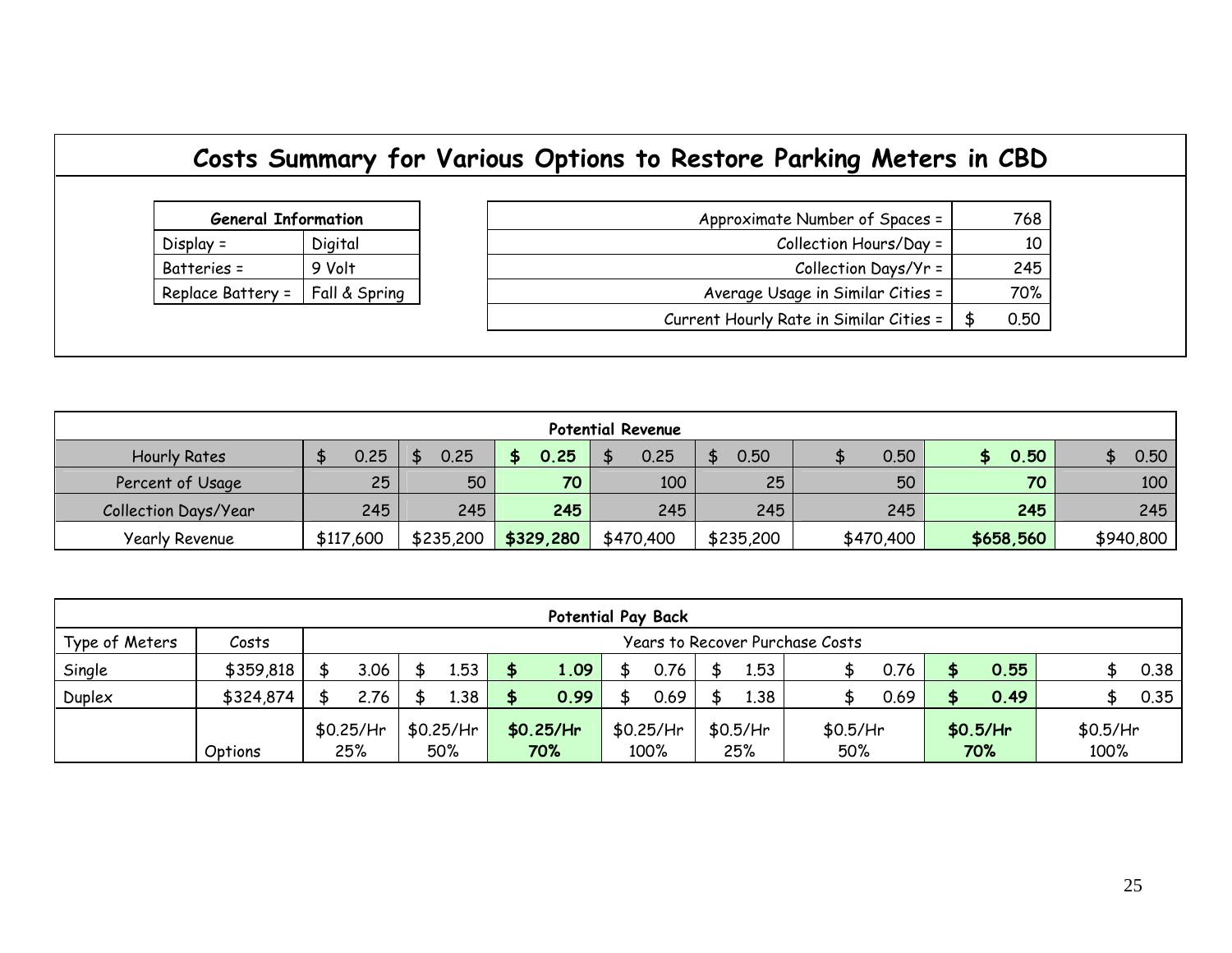# Costs Summary for Various Options to Restore Parking Meters in CBD

| General Information | |
|---|---|
| Display = | Digital |
| Batteries = | 9 Volt |
| Replace Battery = | Fall & Spring |

| | |
|---|---|
| Approximate Number of Spaces = | 768 |
| Collection Hours/Day = | 10 |
| Collection Days/Yr = | 245 |
| Average Usage in Similar Cities = | 70% |
| Current Hourly Rate in Similar Cities = | $ 0.50 |

| Potential Revenue | | | | | | | | |
|---|---|---|---|---|---|---|---|---|
| Hourly Rates | $ 0.25 | $ 0.25 | **$ 0.25** | $ 0.25 | $ 0.50 | $ 0.50 | **$ 0.50** | $ 0.50 |
| Percent of Usage | 25 | 50 | **70** | 100 | 25 | 50 | **70** | 100 |
| Collection Days/Year | 245 | 245 | **245** | 245 | 245 | 245 | **245** | 245 |
| Yearly Revenue | $117,600 | $235,200 | **$329,280** | $470,400 | $235,200 | $470,400 | **$658,560** | $940,800 |

| Potential Pay Back | | | | | | | | | |
|---|---|---|---|---|---|---|---|---|---|
| Type of Meters | Costs | Years to Recover Purchase Costs | | | | | | | |
| Single | $359,818 | $ 3.06 | $ 1.53 | **$ 1.09** | $ 0.76 | $ 1.53 | $ 0.76 | **$ 0.55** | $ 0.38 |
| Duplex | $324,874 | $ 2.76 | $ 1.38 | **$ 0.99** | $ 0.69 | $ 1.38 | $ 0.69 | **$ 0.49** | $ 0.35 |
| | Options | $0.25/Hr 25% | $0.25/Hr 50% | **$0.25/Hr 70%** | $0.25/Hr 100% | $0.5/Hr 25% | $0.5/Hr 50% | **$0.5/Hr 70%** | $0.5/Hr 100% |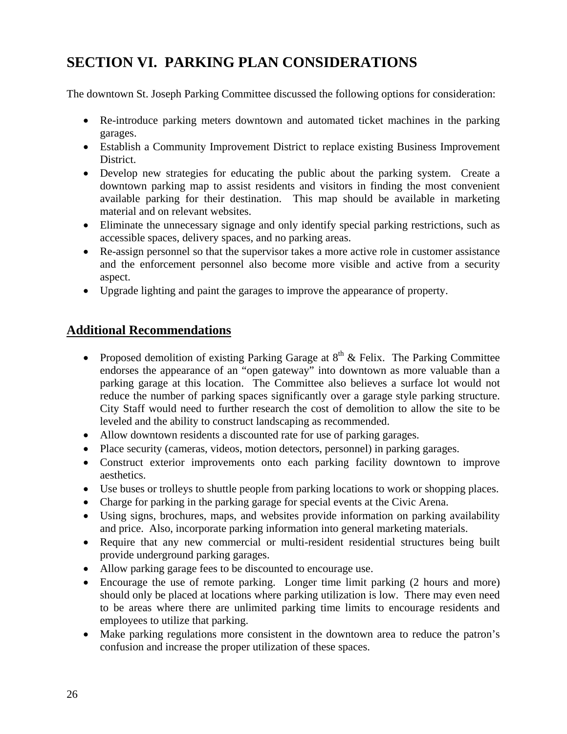# SECTION VI. PARKING PLAN CONSIDERATIONS

The downtown St. Joseph Parking Committee discussed the following options for consideration:

- Re-introduce parking meters downtown and automated ticket machines in the parking garages.
- Establish a Community Improvement District to replace existing Business Improvement District.
- Develop new strategies for educating the public about the parking system. Create a downtown parking map to assist residents and visitors in finding the most convenient available parking for their destination. This map should be available in marketing material and on relevant websites.
- Eliminate the unnecessary signage and only identify special parking restrictions, such as accessible spaces, delivery spaces, and no parking areas.
- Re-assign personnel so that the supervisor takes a more active role in customer assistance and the enforcement personnel also become more visible and active from a security aspect.
- Upgrade lighting and paint the garages to improve the appearance of property.

## Additional Recommendations

- Proposed demolition of existing Parking Garage at 8th & Felix. The Parking Committee endorses the appearance of an "open gateway" into downtown as more valuable than a parking garage at this location. The Committee also believes a surface lot would not reduce the number of parking spaces significantly over a garage style parking structure. City Staff would need to further research the cost of demolition to allow the site to be leveled and the ability to construct landscaping as recommended.
- Allow downtown residents a discounted rate for use of parking garages.
- Place security (cameras, videos, motion detectors, personnel) in parking garages.
- Construct exterior improvements onto each parking facility downtown to improve aesthetics.
- Use buses or trolleys to shuttle people from parking locations to work or shopping places.
- Charge for parking in the parking garage for special events at the Civic Arena.
- Using signs, brochures, maps, and websites provide information on parking availability and price. Also, incorporate parking information into general marketing materials.
- Require that any new commercial or multi-resident residential structures being built provide underground parking garages.
- Allow parking garage fees to be discounted to encourage use.
- Encourage the use of remote parking. Longer time limit parking (2 hours and more) should only be placed at locations where parking utilization is low. There may even need to be areas where there are unlimited parking time limits to encourage residents and employees to utilize that parking.
- Make parking regulations more consistent in the downtown area to reduce the patron's confusion and increase the proper utilization of these spaces.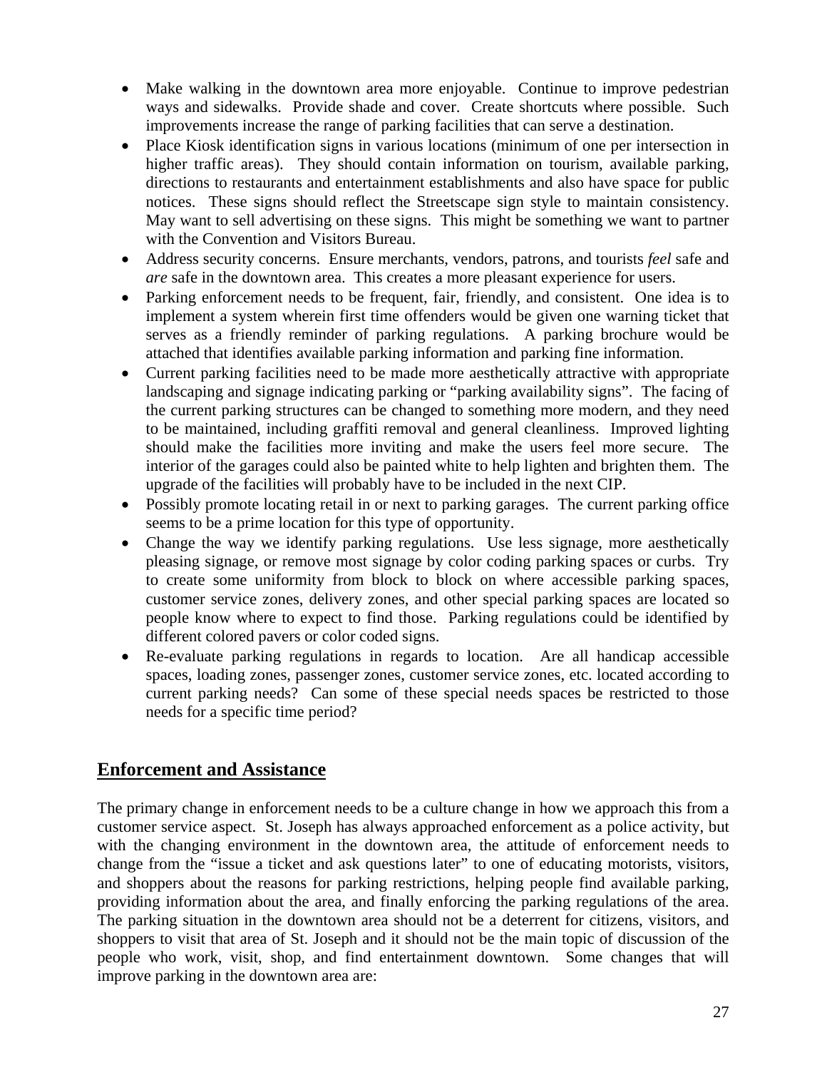- Make walking in the downtown area more enjoyable. Continue to improve pedestrian ways and sidewalks. Provide shade and cover. Create shortcuts where possible. Such improvements increase the range of parking facilities that can serve a destination.
- Place Kiosk identification signs in various locations (minimum of one per intersection in higher traffic areas). They should contain information on tourism, available parking, directions to restaurants and entertainment establishments and also have space for public notices. These signs should reflect the Streetscape sign style to maintain consistency. May want to sell advertising on these signs. This might be something we want to partner with the Convention and Visitors Bureau.
- Address security concerns. Ensure merchants, vendors, patrons, and tourists *feel* safe and *are* safe in the downtown area. This creates a more pleasant experience for users.
- Parking enforcement needs to be frequent, fair, friendly, and consistent. One idea is to implement a system wherein first time offenders would be given one warning ticket that serves as a friendly reminder of parking regulations. A parking brochure would be attached that identifies available parking information and parking fine information.
- Current parking facilities need to be made more aesthetically attractive with appropriate landscaping and signage indicating parking or "parking availability signs". The facing of the current parking structures can be changed to something more modern, and they need to be maintained, including graffiti removal and general cleanliness. Improved lighting should make the facilities more inviting and make the users feel more secure. The interior of the garages could also be painted white to help lighten and brighten them. The upgrade of the facilities will probably have to be included in the next CIP.
- Possibly promote locating retail in or next to parking garages. The current parking office seems to be a prime location for this type of opportunity.
- Change the way we identify parking regulations. Use less signage, more aesthetically pleasing signage, or remove most signage by color coding parking spaces or curbs. Try to create some uniformity from block to block on where accessible parking spaces, customer service zones, delivery zones, and other special parking spaces are located so people know where to expect to find those. Parking regulations could be identified by different colored pavers or color coded signs.
- Re-evaluate parking regulations in regards to location. Are all handicap accessible spaces, loading zones, passenger zones, customer service zones, etc. located according to current parking needs? Can some of these special needs spaces be restricted to those needs for a specific time period?

## Enforcement and Assistance

The primary change in enforcement needs to be a culture change in how we approach this from a customer service aspect. St. Joseph has always approached enforcement as a police activity, but with the changing environment in the downtown area, the attitude of enforcement needs to change from the "issue a ticket and ask questions later" to one of educating motorists, visitors, and shoppers about the reasons for parking restrictions, helping people find available parking, providing information about the area, and finally enforcing the parking regulations of the area. The parking situation in the downtown area should not be a deterrent for citizens, visitors, and shoppers to visit that area of St. Joseph and it should not be the main topic of discussion of the people who work, visit, shop, and find entertainment downtown. Some changes that will improve parking in the downtown area are: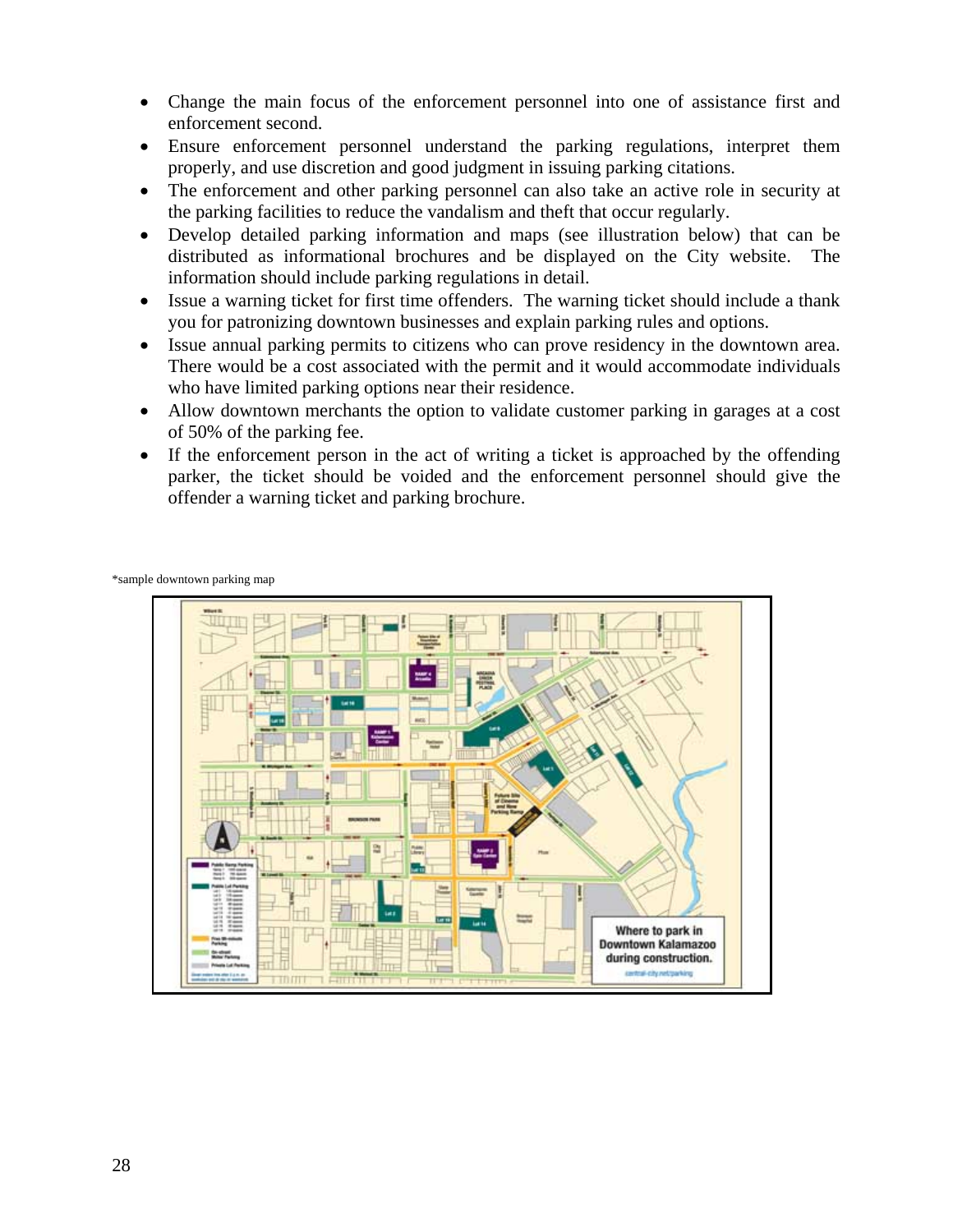- Change the main focus of the enforcement personnel into one of assistance first and enforcement second.
- Ensure enforcement personnel understand the parking regulations, interpret them properly, and use discretion and good judgment in issuing parking citations.
- The enforcement and other parking personnel can also take an active role in security at the parking facilities to reduce the vandalism and theft that occur regularly.
- Develop detailed parking information and maps (see illustration below) that can be distributed as informational brochures and be displayed on the City website. The information should include parking regulations in detail.
- Issue a warning ticket for first time offenders. The warning ticket should include a thank you for patronizing downtown businesses and explain parking rules and options.
- Issue annual parking permits to citizens who can prove residency in the downtown area. There would be a cost associated with the permit and it would accommodate individuals who have limited parking options near their residence.
- Allow downtown merchants the option to validate customer parking in garages at a cost of 50% of the parking fee.
- If the enforcement person in the act of writing a ticket is approached by the offending parker, the ticket should be voided and the enforcement personnel should give the offender a warning ticket and parking brochure.

*sample downtown parking map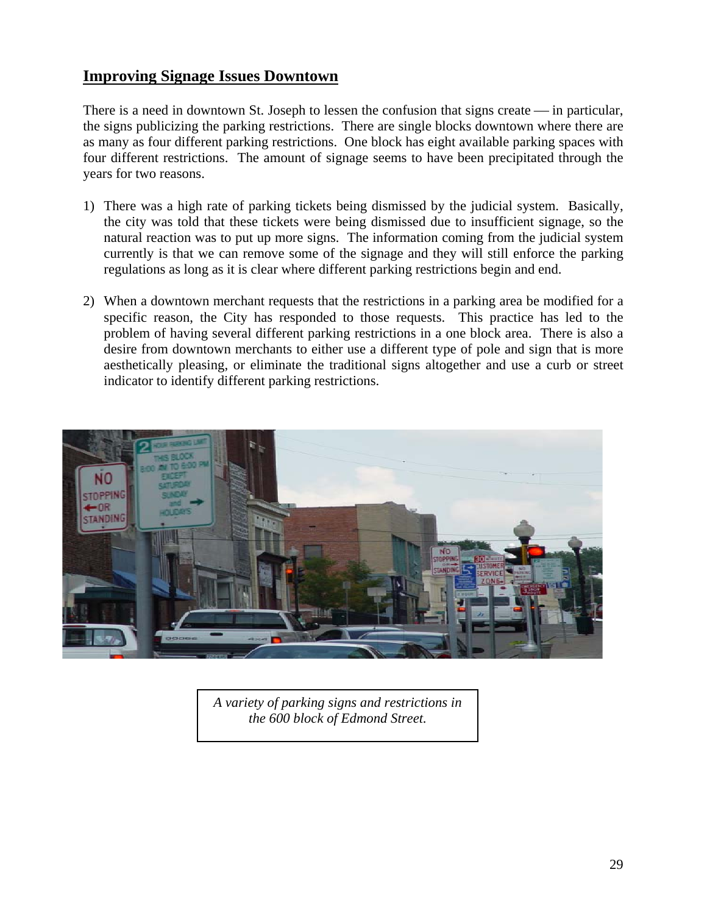## Improving Signage Issues Downtown

There is a need in downtown St. Joseph to lessen the confusion that signs create — in particular, the signs publicizing the parking restrictions. There are single blocks downtown where there are as many as four different parking restrictions. One block has eight available parking spaces with four different restrictions. The amount of signage seems to have been precipitated through the years for two reasons.

1) There was a high rate of parking tickets being dismissed by the judicial system. Basically, the city was told that these tickets were being dismissed due to insufficient signage, so the natural reaction was to put up more signs. The information coming from the judicial system currently is that we can remove some of the signage and they will still enforce the parking regulations as long as it is clear where different parking restrictions begin and end.

2) When a downtown merchant requests that the restrictions in a parking area be modified for a specific reason, the City has responded to those requests. This practice has led to the problem of having several different parking restrictions in a one block area. There is also a desire from downtown merchants to either use a different type of pole and sign that is more aesthetically pleasing, or eliminate the traditional signs altogether and use a curb or street indicator to identify different parking restrictions.

*A variety of parking signs and restrictions in the 600 block of Edmond Street.*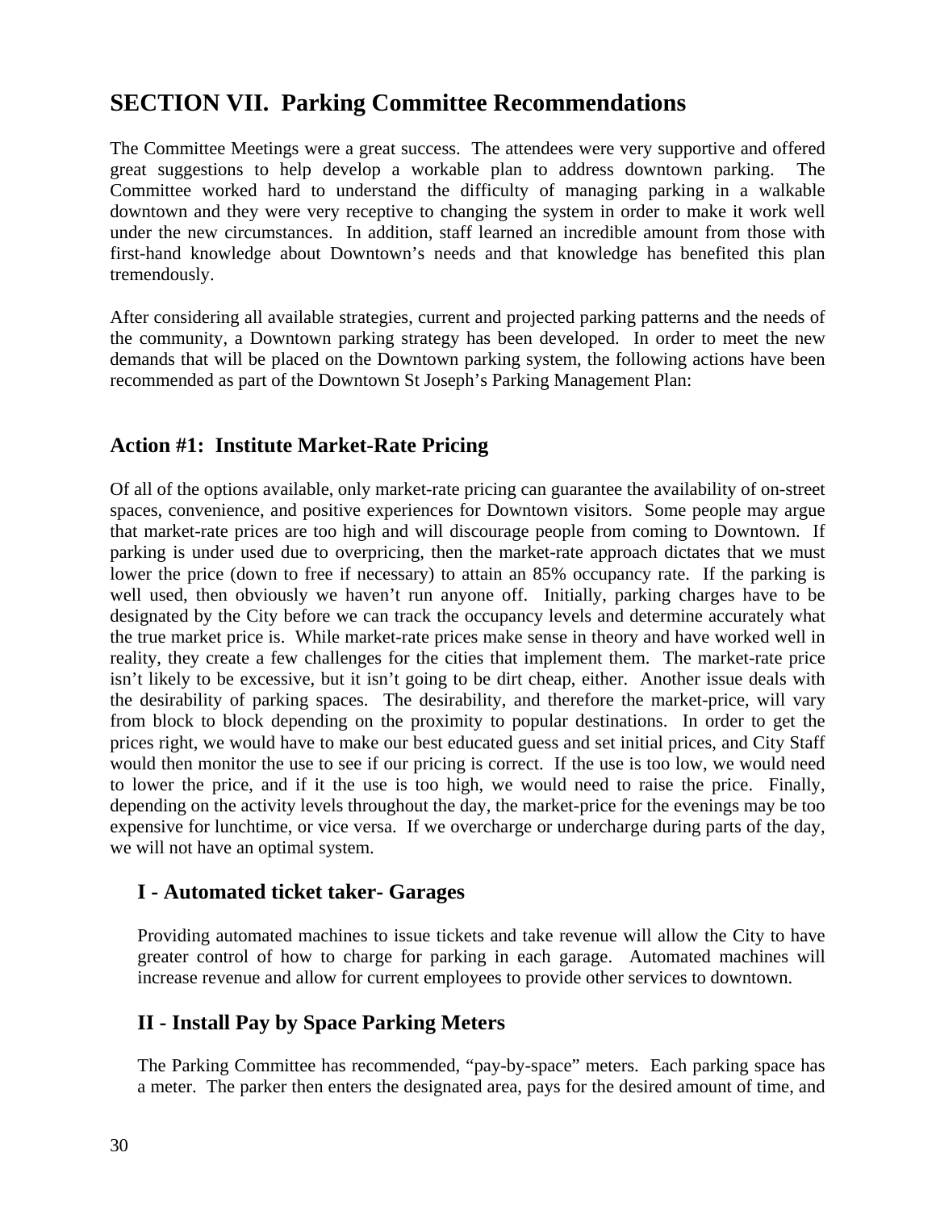## SECTION VII. Parking Committee Recommendations

The Committee Meetings were a great success. The attendees were very supportive and offered great suggestions to help develop a workable plan to address downtown parking. The Committee worked hard to understand the difficulty of managing parking in a walkable downtown and they were very receptive to changing the system in order to make it work well under the new circumstances. In addition, staff learned an incredible amount from those with first-hand knowledge about Downtown's needs and that knowledge has benefited this plan tremendously.

After considering all available strategies, current and projected parking patterns and the needs of the community, a Downtown parking strategy has been developed. In order to meet the new demands that will be placed on the Downtown parking system, the following actions have been recommended as part of the Downtown St Joseph's Parking Management Plan:

### Action #1: Institute Market-Rate Pricing

Of all of the options available, only market-rate pricing can guarantee the availability of on-street spaces, convenience, and positive experiences for Downtown visitors. Some people may argue that market-rate prices are too high and will discourage people from coming to Downtown. If parking is under used due to overpricing, then the market-rate approach dictates that we must lower the price (down to free if necessary) to attain an 85% occupancy rate. If the parking is well used, then obviously we haven't run anyone off. Initially, parking charges have to be designated by the City before we can track the occupancy levels and determine accurately what the true market price is. While market-rate prices make sense in theory and have worked well in reality, they create a few challenges for the cities that implement them. The market-rate price isn't likely to be excessive, but it isn't going to be dirt cheap, either. Another issue deals with the desirability of parking spaces. The desirability, and therefore the market-price, will vary from block to block depending on the proximity to popular destinations. In order to get the prices right, we would have to make our best educated guess and set initial prices, and City Staff would then monitor the use to see if our pricing is correct. If the use is too low, we would need to lower the price, and if it the use is too high, we would need to raise the price. Finally, depending on the activity levels throughout the day, the market-price for the evenings may be too expensive for lunchtime, or vice versa. If we overcharge or undercharge during parts of the day, we will not have an optimal system.

#### I - Automated ticket taker- Garages

Providing automated machines to issue tickets and take revenue will allow the City to have greater control of how to charge for parking in each garage. Automated machines will increase revenue and allow for current employees to provide other services to downtown.

#### II - Install Pay by Space Parking Meters

The Parking Committee has recommended, "pay-by-space" meters. Each parking space has a meter. The parker then enters the designated area, pays for the desired amount of time, and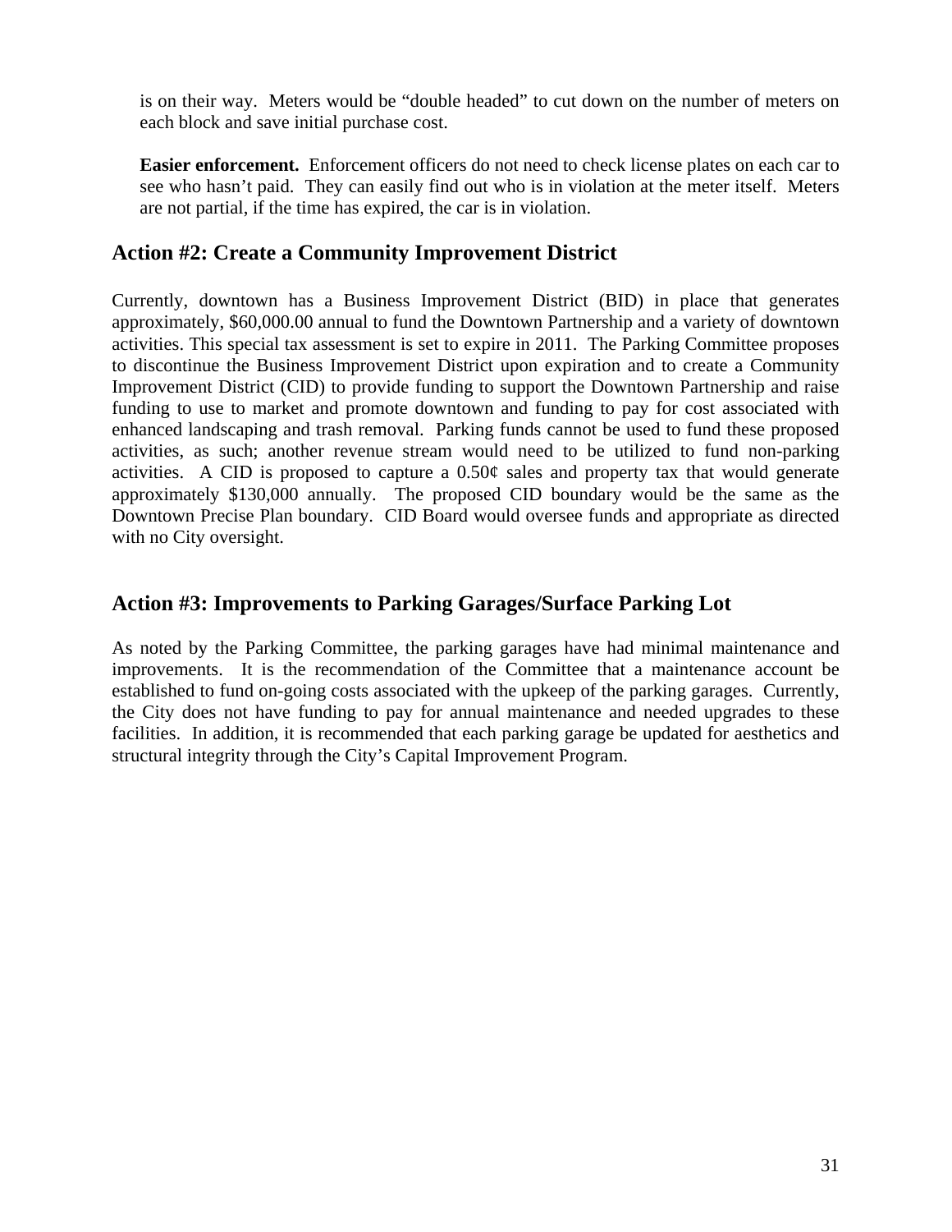is on their way. Meters would be "double headed" to cut down on the number of meters on each block and save initial purchase cost.

**Easier enforcement.** Enforcement officers do not need to check license plates on each car to see who hasn't paid. They can easily find out who is in violation at the meter itself. Meters are not partial, if the time has expired, the car is in violation.

## Action #2: Create a Community Improvement District

Currently, downtown has a Business Improvement District (BID) in place that generates approximately, $60,000.00 annual to fund the Downtown Partnership and a variety of downtown activities. This special tax assessment is set to expire in 2011. The Parking Committee proposes to discontinue the Business Improvement District upon expiration and to create a Community Improvement District (CID) to provide funding to support the Downtown Partnership and raise funding to use to market and promote downtown and funding to pay for cost associated with enhanced landscaping and trash removal. Parking funds cannot be used to fund these proposed activities, as such; another revenue stream would need to be utilized to fund non-parking activities. A CID is proposed to capture a 0.50¢ sales and property tax that would generate approximately $130,000 annually. The proposed CID boundary would be the same as the Downtown Precise Plan boundary. CID Board would oversee funds and appropriate as directed with no City oversight.

## Action #3: Improvements to Parking Garages/Surface Parking Lot

As noted by the Parking Committee, the parking garages have had minimal maintenance and improvements. It is the recommendation of the Committee that a maintenance account be established to fund on-going costs associated with the upkeep of the parking garages. Currently, the City does not have funding to pay for annual maintenance and needed upgrades to these facilities. In addition, it is recommended that each parking garage be updated for aesthetics and structural integrity through the City's Capital Improvement Program.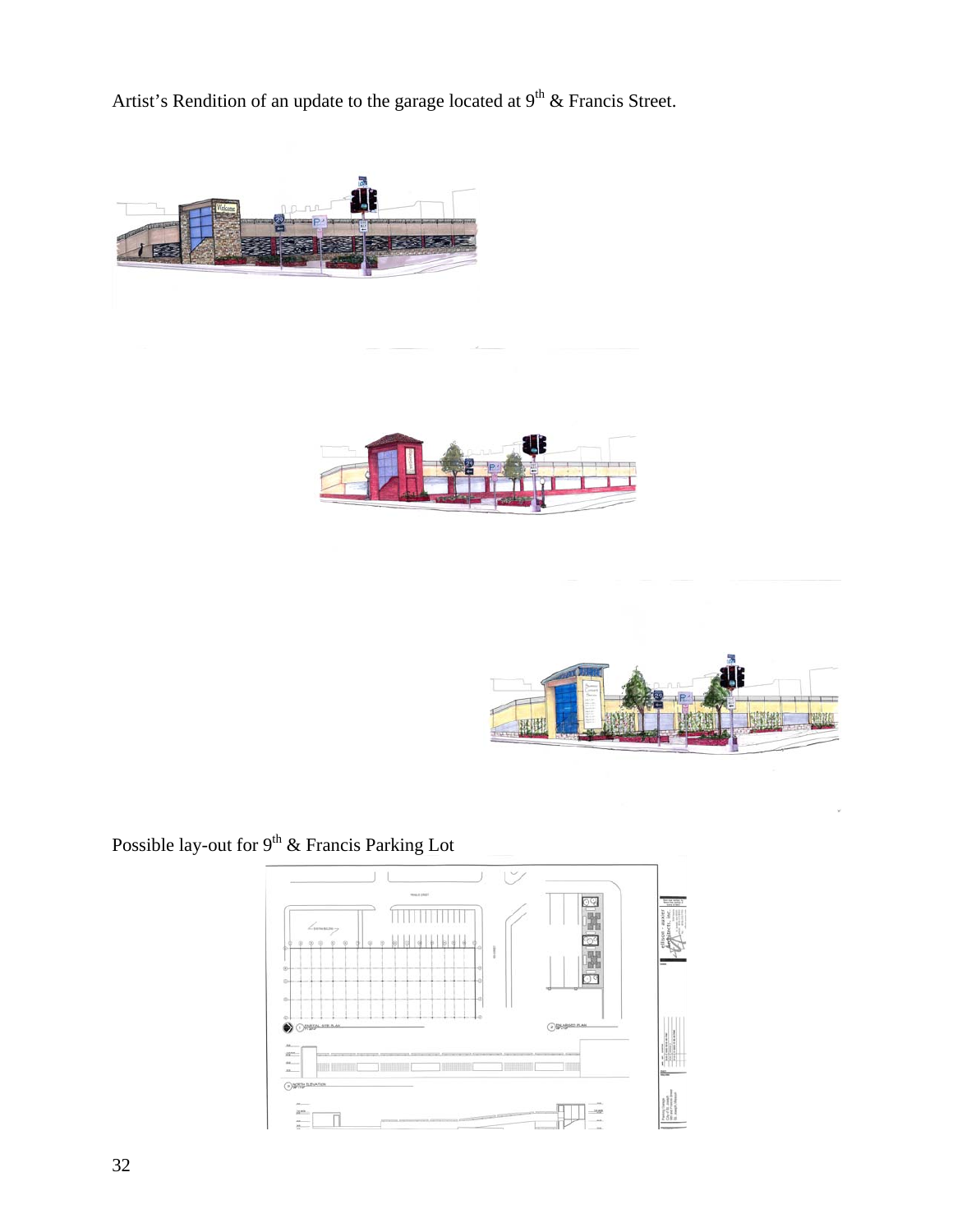Artist's Rendition of an update to the garage located at 9th & Francis Street.

Possible lay-out for 9th & Francis Parking Lot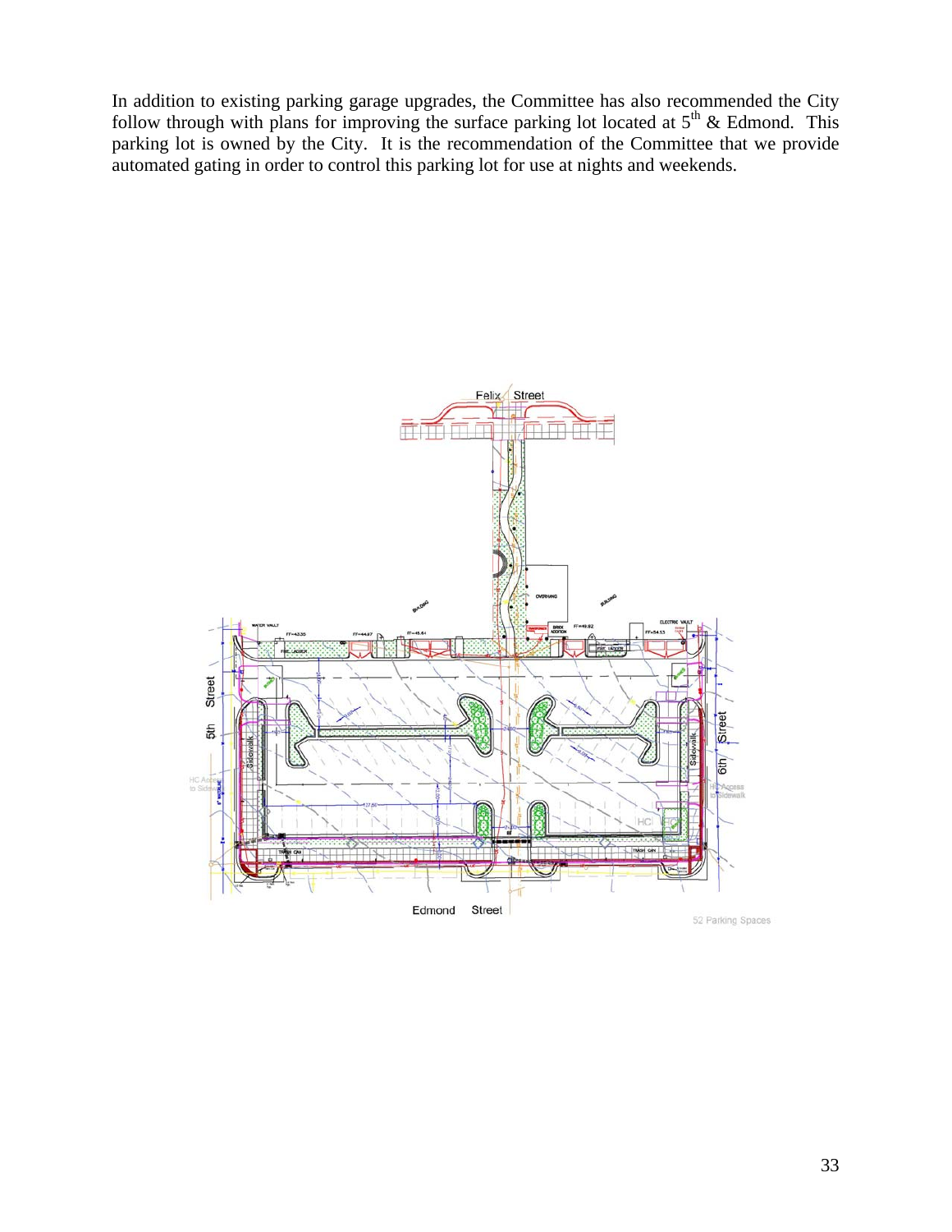In addition to existing parking garage upgrades, the Committee has also recommended the City follow through with plans for improving the surface parking lot located at 5th & Edmond. This parking lot is owned by the City. It is the recommendation of the Committee that we provide automated gating in order to control this parking lot for use at nights and weekends.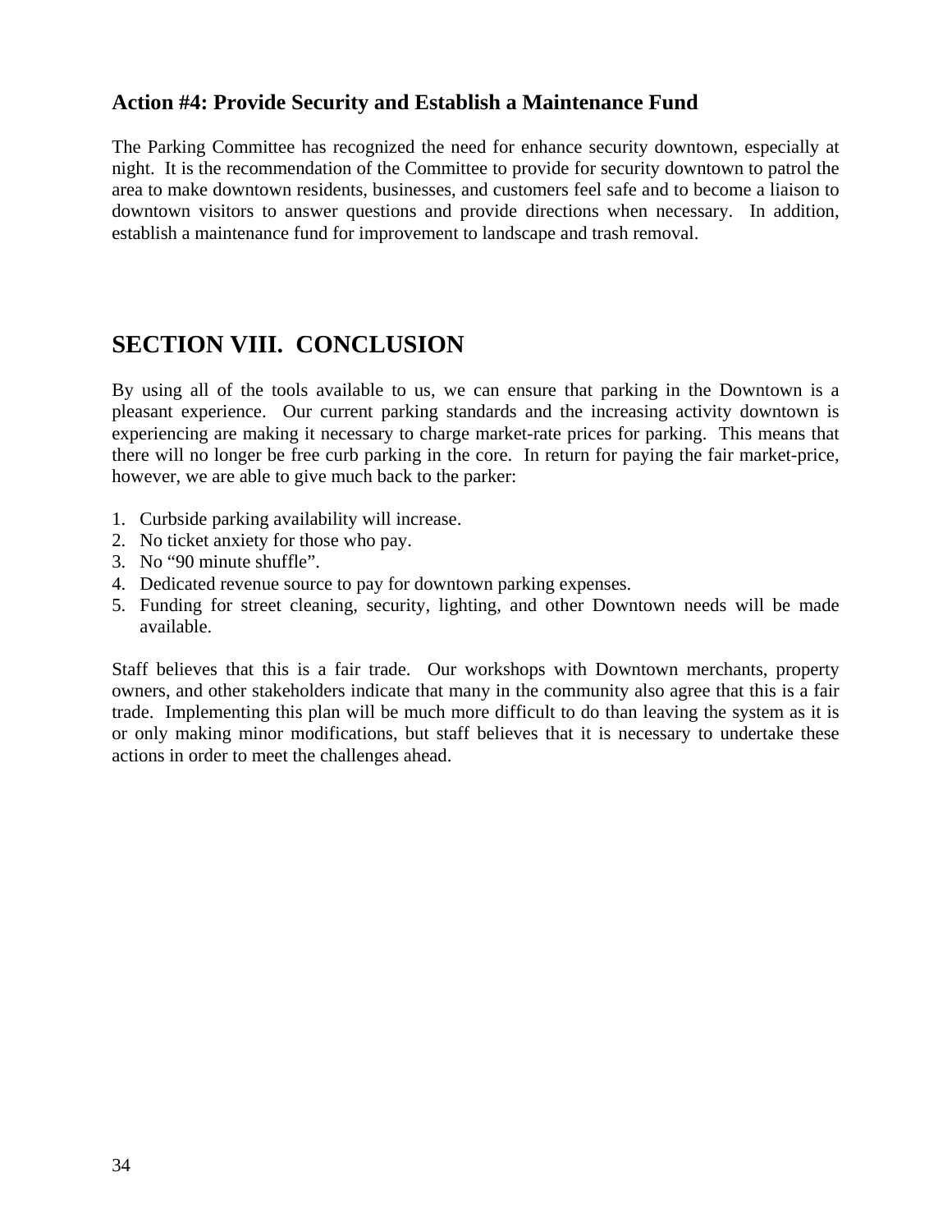### Action #4: Provide Security and Establish a Maintenance Fund

The Parking Committee has recognized the need for enhance security downtown, especially at night. It is the recommendation of the Committee to provide for security downtown to patrol the area to make downtown residents, businesses, and customers feel safe and to become a liaison to downtown visitors to answer questions and provide directions when necessary. In addition, establish a maintenance fund for improvement to landscape and trash removal.

## SECTION VIII. CONCLUSION

By using all of the tools available to us, we can ensure that parking in the Downtown is a pleasant experience. Our current parking standards and the increasing activity downtown is experiencing are making it necessary to charge market-rate prices for parking. This means that there will no longer be free curb parking in the core. In return for paying the fair market-price, however, we are able to give much back to the parker:

1. Curbside parking availability will increase.
2. No ticket anxiety for those who pay.
3. No “90 minute shuffle”.
4. Dedicated revenue source to pay for downtown parking expenses.
5. Funding for street cleaning, security, lighting, and other Downtown needs will be made available.

Staff believes that this is a fair trade. Our workshops with Downtown merchants, property owners, and other stakeholders indicate that many in the community also agree that this is a fair trade. Implementing this plan will be much more difficult to do than leaving the system as it is or only making minor modifications, but staff believes that it is necessary to undertake these actions in order to meet the challenges ahead.